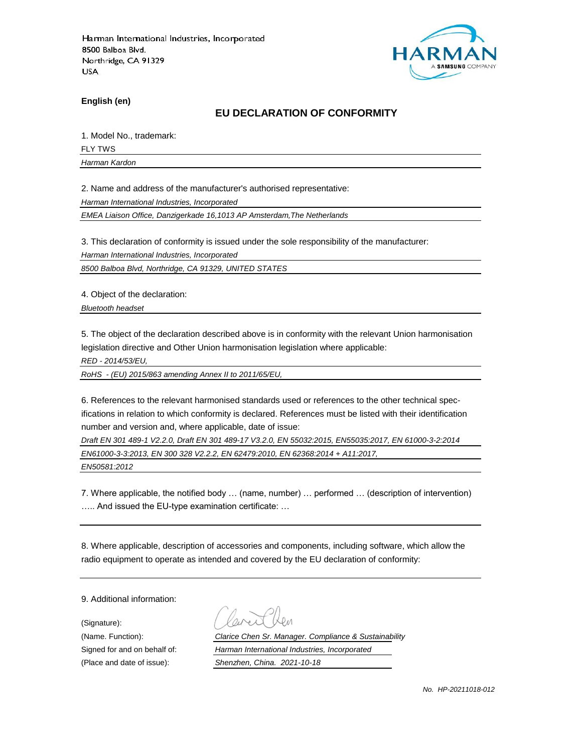Harman International Industries, Incorporated
8500 Balboa Blvd.
Northridge, CA 91329
USA

**English (en)**

## EU DECLARATION OF CONFORMITY

1. Model No., trademark:

FLY TWS

*Harman Kardon*

2. Name and address of the manufacturer's authorised representative:

*Harman International Industries, Incorporated*

*EMEA Liaison Office, Danzigerkade 16,1013 AP Amsterdam,The Netherlands*

3. This declaration of conformity is issued under the sole responsibility of the manufacturer:

*Harman International Industries, Incorporated*

*8500 Balboa Blvd, Northridge, CA 91329, UNITED STATES*

4. Object of the declaration:

*Bluetooth headset*

5. The object of the declaration described above is in conformity with the relevant Union harmonisation legislation directive and Other Union harmonisation legislation where applicable:

*RED - 2014/53/EU,*

*RoHS - (EU) 2015/863 amending Annex II to 2011/65/EU,*

6. References to the relevant harmonised standards used or references to the other technical specifications in relation to which conformity is declared. References must be listed with their identification number and version and, where applicable, date of issue:

*Draft EN 301 489-1 V2.2.0, Draft EN 301 489-17 V3.2.0, EN 55032:2015, EN55035:2017, EN 61000-3-2:2014*

*EN61000-3-3:2013, EN 300 328 V2.2.2, EN 62479:2010, EN 62368:2014 + A11:2017,*

*EN50581:2012*

7. Where applicable, the notified body … (name, number) … performed … (description of intervention) ….. And issued the EU-type examination certificate: …

8. Where applicable, description of accessories and components, including software, which allow the radio equipment to operate as intended and covered by the EU declaration of conformity:

9. Additional information:

(Signature):

(Name. Function): *Clarice Chen Sr. Manager. Compliance & Sustainability*

Signed for and on behalf of: *Harman International Industries, Incorporated*

(Place and date of issue): *Shenzhen, China. 2021-10-18*

*No. HP-20211018-012*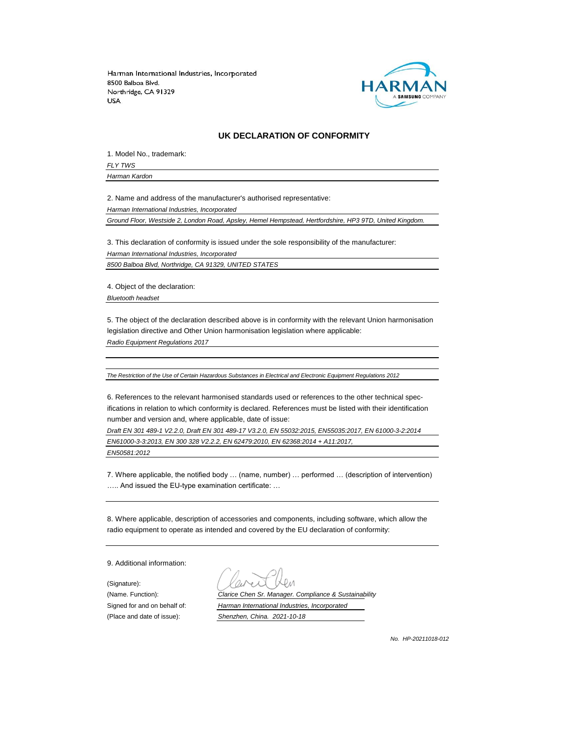Harman International Industries, Incorporated
8500 Balboa Blvd.
Northridge, CA 91329
USA

HARMAN
A SAMSUNG COMPANY

## UK DECLARATION OF CONFORMITY

1. Model No., trademark:

*FLY TWS*

*Harman Kardon*

2. Name and address of the manufacturer's authorised representative:

*Harman International Industries, Incorporated*

*Ground Floor, Westside 2, London Road, Apsley, Hemel Hempstead, Hertfordshire, HP3 9TD, United Kingdom.*

3. This declaration of conformity is issued under the sole responsibility of the manufacturer:

*Harman International Industries, Incorporated*

*8500 Balboa Blvd, Northridge, CA 91329, UNITED STATES*

4. Object of the declaration:

*Bluetooth headset*

5. The object of the declaration described above is in conformity with the relevant Union harmonisation legislation directive and Other Union harmonisation legislation where applicable:

*Radio Equipment Regulations 2017*

*The Restriction of the Use of Certain Hazardous Substances in Electrical and Electronic Equipment Regulations 2012*

6. References to the relevant harmonised standards used or references to the other technical specifications in relation to which conformity is declared. References must be listed with their identification number and version and, where applicable, date of issue:

*Draft EN 301 489-1 V2.2.0, Draft EN 301 489-17 V3.2.0, EN 55032:2015, EN55035:2017, EN 61000-3-2:2014*

*EN61000-3-3:2013, EN 300 328 V2.2.2, EN 62479:2010, EN 62368:2014 + A11:2017,*

*EN50581:2012*

7. Where applicable, the notified body … (name, number) … performed … (description of intervention) ….. And issued the EU-type examination certificate: …

8. Where applicable, description of accessories and components, including software, which allow the radio equipment to operate as intended and covered by the EU declaration of conformity:

9. Additional information:

(Signature):

(Name. Function): *Clarice Chen Sr. Manager. Compliance & Sustainability*

Signed for and on behalf of: *Harman International Industries, Incorporated*

(Place and date of issue): *Shenzhen, China. 2021-10-18*

*No. HP-20211018-012*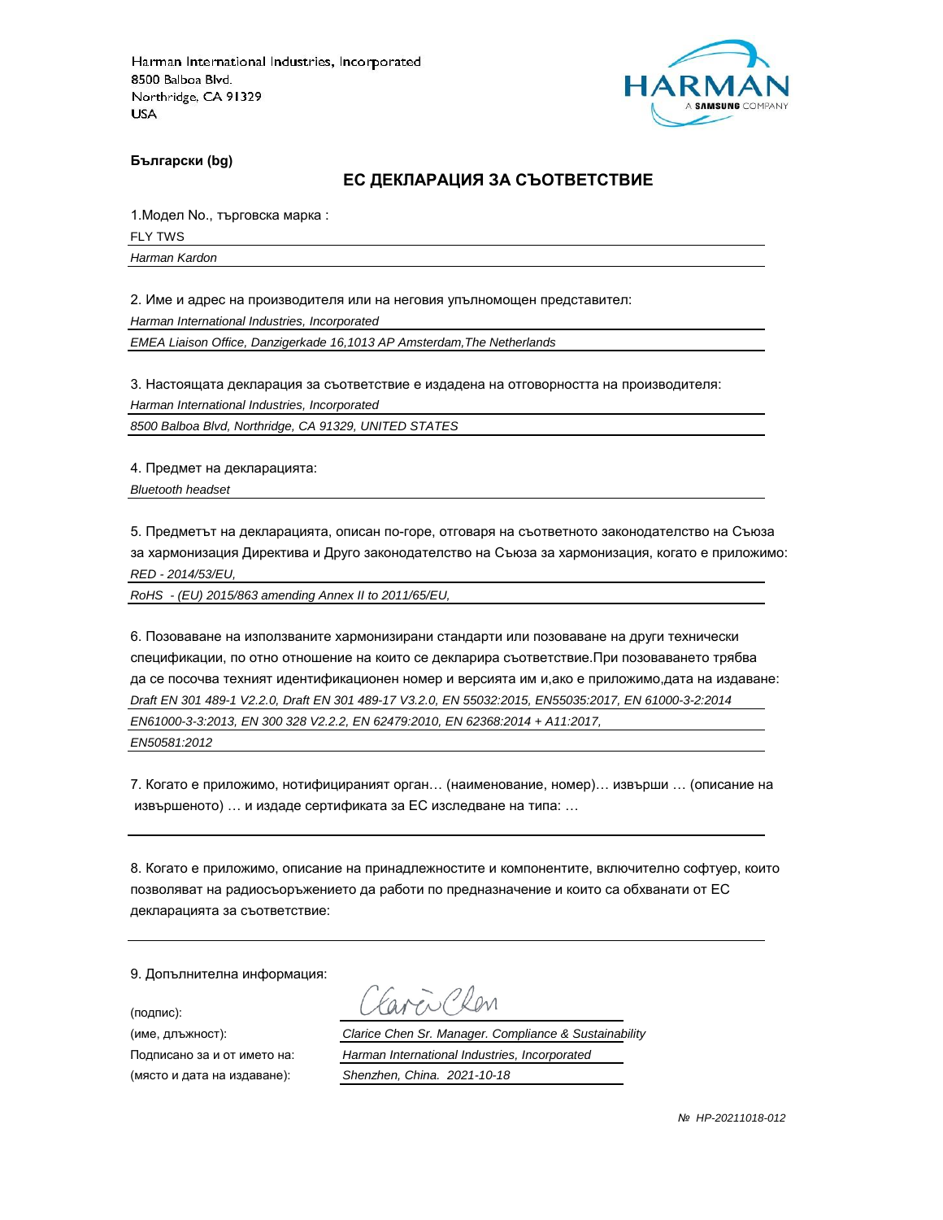Harman International Industries, Incorporated
8500 Balboa Blvd.
Northridge, CA 91329
USA

**Български (bg)**

## ЕС ДЕКЛАРАЦИЯ ЗА СЪОТВЕТСТВИЕ

1.Модел No., търговска марка :

FLY TWS

*Harman Kardon*

2. Име и адрес на производителя или на неговия упълномощен представител:

*Harman International Industries, Incorporated*

*EMEA Liaison Office, Danzigerkade 16,1013 AP Amsterdam,The Netherlands*

3. Настоящата декларация за съответствие е издадена на отговорността на производителя:

*Harman International Industries, Incorporated*

*8500 Balboa Blvd, Northridge, CA 91329, UNITED STATES*

4. Предмет на декларацията:

*Bluetooth headset*

5. Предметът на декларацията, описан по-горе, отговаря на съответното законодателство на Съюза за хармонизация Директива и Друго законодателство на Съюза за хармонизация, когато е приложимо:

*RED - 2014/53/EU,*

*RoHS - (EU) 2015/863 amending Annex II to 2011/65/EU,*

6. Позоваване на използваните хармонизирани стандарти или позоваване на други технически спецификации, по отно отношение на които се декларира съответствие.При позоваването трябва да се посочва техният идентификационен номер и версията им и,ако е приложимо,дата на издаване:

*Draft EN 301 489-1 V2.2.0, Draft EN 301 489-17 V3.2.0, EN 55032:2015, EN55035:2017, EN 61000-3-2:2014*

*EN61000-3-3:2013, EN 300 328 V2.2.2, EN 62479:2010, EN 62368:2014 + A11:2017,*

*EN50581:2012*

7. Когато е приложимо, нотифицираният орган… (наименование, номер)… извърши … (описание на извършеното) … и издаде сертификата за ЕС изследване на типа: …

8. Когато е приложимо, описание на принадлежностите и компонентите, включително софтуер, които позволяват на радиосъоръжението да работи по предназначение и които са обхванати от ЕС декларацията за съответствие:

9. Допълнителна информация:

(подпис): Clarice Chen

(име, длъжност): *Clarice Chen Sr. Manager. Compliance & Sustainability*

Подписано за и от името на: *Harman International Industries, Incorporated*

(място и дата на издаване): *Shenzhen, China. 2021-10-18*

*№ HP-20211018-012*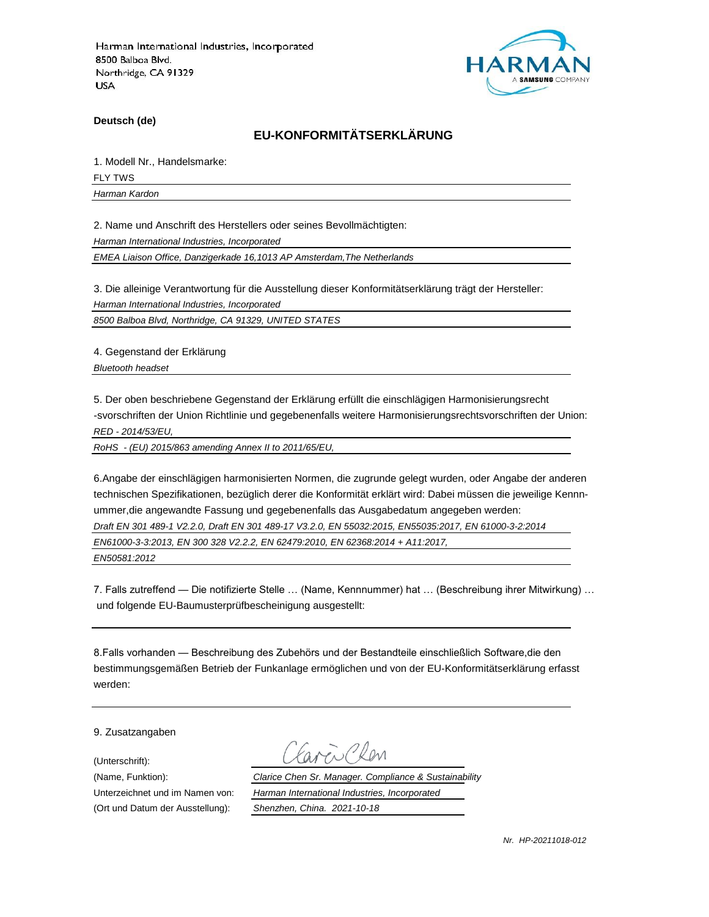Harman International Industries, Incorporated
8500 Balboa Blvd.
Northridge, CA 91329
USA

**Deutsch (de)**

## EU-KONFORMITÄTSERKLÄRUNG

1. Modell Nr., Handelsmarke:

FLY TWS

*Harman Kardon*

2. Name und Anschrift des Herstellers oder seines Bevollmächtigten:

*Harman International Industries, Incorporated*

*EMEA Liaison Office, Danzigerkade 16,1013 AP Amsterdam,The Netherlands*

3. Die alleinige Verantwortung für die Ausstellung dieser Konformitätserklärung trägt der Hersteller:

*Harman International Industries, Incorporated*

*8500 Balboa Blvd, Northridge, CA 91329, UNITED STATES*

4. Gegenstand der Erklärung

*Bluetooth headset*

5. Der oben beschriebene Gegenstand der Erklärung erfüllt die einschlägigen Harmonisierungsrecht -svorschriften der Union Richtlinie und gegebenenfalls weitere Harmonisierungsrechtsvorschriften der Union:

*RED - 2014/53/EU,*

*RoHS - (EU) 2015/863 amending Annex II to 2011/65/EU,*

6.Angabe der einschlägigen harmonisierten Normen, die zugrunde gelegt wurden, oder Angabe der anderen technischen Spezifikationen, bezüglich derer die Konformität erklärt wird: Dabei müssen die jeweilige Kennnummer,die angewandte Fassung und gegebenenfalls das Ausgabedatum angegeben werden:

*Draft EN 301 489-1 V2.2.0, Draft EN 301 489-17 V3.2.0, EN 55032:2015, EN55035:2017, EN 61000-3-2:2014*

*EN61000-3-3:2013, EN 300 328 V2.2.2, EN 62479:2010, EN 62368:2014 + A11:2017,*

*EN50581:2012*

7. Falls zutreffend — Die notifizierte Stelle … (Name, Kennnummer) hat … (Beschreibung ihrer Mitwirkung) … und folgende EU-Baumusterprüfbescheinigung ausgestellt:

8.Falls vorhanden — Beschreibung des Zubehörs und der Bestandteile einschließlich Software,die den bestimmungsgemäßen Betrieb der Funkanlage ermöglichen und von der EU-Konformitätserklärung erfasst werden:

9. Zusatzangaben

(Unterschrift): Clarice Chen

(Name, Funktion): *Clarice Chen Sr. Manager. Compliance & Sustainability*

Unterzeichnet und im Namen von: *Harman International Industries, Incorporated*

(Ort und Datum der Ausstellung): *Shenzhen, China. 2021-10-18*

*Nr. HP-20211018-012*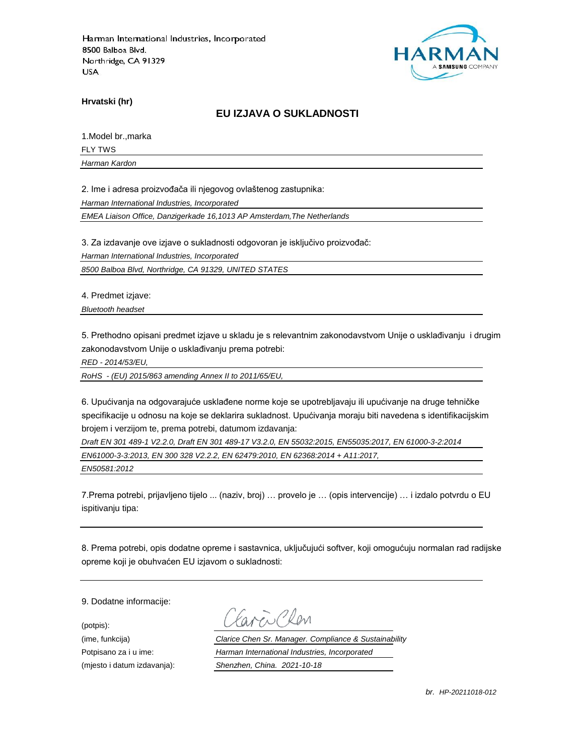Harman International Industries, Incorporated
8500 Balboa Blvd.
Northridge, CA 91329
USA

**Hrvatski (hr)**

## EU IZJAVA O SUKLADNOSTI

1.Model br.,marka

FLY TWS

*Harman Kardon*

2. Ime i adresa proizvođača ili njegovog ovlaštenog zastupnika:

*Harman International Industries, Incorporated*

*EMEA Liaison Office, Danzigerkade 16,1013 AP Amsterdam,The Netherlands*

3. Za izdavanje ove izjave o sukladnosti odgovoran je isključivo proizvođač:

*Harman International Industries, Incorporated*

*8500 Balboa Blvd, Northridge, CA 91329, UNITED STATES*

4. Predmet izjave:

*Bluetooth headset*

5. Prethodno opisani predmet izjave u skladu je s relevantnim zakonodavstvom Unije o usklađivanju i drugim zakonodavstvom Unije o usklađivanju prema potrebi:

*RED - 2014/53/EU,*

*RoHS - (EU) 2015/863 amending Annex II to 2011/65/EU,*

6. Upućivanja na odgovarajuće usklađene norme koje se upotrebljavaju ili upućivanje na druge tehničke specifikacije u odnosu na koje se deklarira sukladnost. Upućivanja moraju biti navedena s identifikacijskim brojem i verzijom te, prema potrebi, datumom izdavanja:

*Draft EN 301 489-1 V2.2.0, Draft EN 301 489-17 V3.2.0, EN 55032:2015, EN55035:2017, EN 61000-3-2:2014*

*EN61000-3-3:2013, EN 300 328 V2.2.2, EN 62479:2010, EN 62368:2014 + A11:2017,*

*EN50581:2012*

7.Prema potrebi, prijavljeno tijelo ... (naziv, broj) … provelo je … (opis intervencije) … i izdalo potvrdu o EU ispitivanju tipa:

8. Prema potrebi, opis dodatne opreme i sastavnica, uključujući softver, koji omogućuju normalan rad radijske opreme koji je obuhvaćen EU izjavom o sukladnosti:

9. Dodatne informacije:

(potpis):

(ime, funkcija) *Clarice Chen Sr. Manager. Compliance & Sustainability*

Potpisano za i u ime: *Harman International Industries, Incorporated*

(mjesto i datum izdavanja): *Shenzhen, China. 2021-10-18*

*br. HP-20211018-012*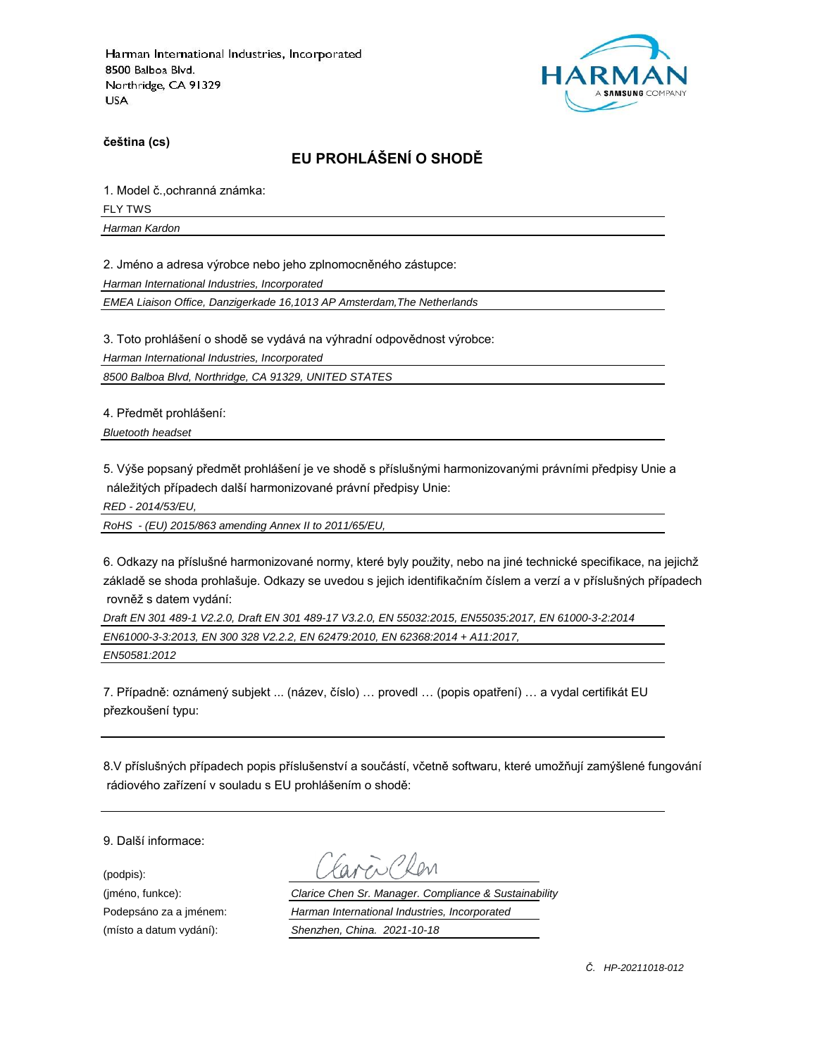Harman International Industries, Incorporated
8500 Balboa Blvd.
Northridge, CA 91329
USA

**čeština (cs)**

## EU PROHLÁŠENÍ O SHODĚ

1. Model č.,ochranná známka:

FLY TWS

*Harman Kardon*

2. Jméno a adresa výrobce nebo jeho zplnomocněného zástupce:

*Harman International Industries, Incorporated*

*EMEA Liaison Office, Danzigerkade 16,1013 AP Amsterdam,The Netherlands*

3. Toto prohlášení o shodě se vydává na výhradní odpovědnost výrobce:

*Harman International Industries, Incorporated*

*8500 Balboa Blvd, Northridge, CA 91329, UNITED STATES*

4. Předmět prohlášení:

*Bluetooth headset*

5. Výše popsaný předmět prohlášení je ve shodě s příslušnými harmonizovanými právními předpisy Unie a náležitých případech další harmonizované právní předpisy Unie:

*RED - 2014/53/EU,*

*RoHS - (EU) 2015/863 amending Annex II to 2011/65/EU,*

6. Odkazy na příslušné harmonizované normy, které byly použity, nebo na jiné technické specifikace, na jejichž základě se shoda prohlašuje. Odkazy se uvedou s jejich identifikačním číslem a verzí a v příslušných případech rovněž s datem vydání:

*Draft EN 301 489-1 V2.2.0, Draft EN 301 489-17 V3.2.0, EN 55032:2015, EN55035:2017, EN 61000-3-2:2014*

*EN61000-3-3:2013, EN 300 328 V2.2.2, EN 62479:2010, EN 62368:2014 + A11:2017,*

*EN50581:2012*

7. Případně: oznámený subjekt ... (název, číslo) … provedl … (popis opatření) … a vydal certifikát EU přezkoušení typu:

8.V příslušných případech popis příslušenství a součástí, včetně softwaru, které umožňují zamýšlené fungování rádiového zařízení v souladu s EU prohlášením o shodě:

9. Další informace:

(podpis): Clarice Chen

(jméno, funkce): *Clarice Chen Sr. Manager. Compliance & Sustainability*

Podepsáno za a jménem: *Harman International Industries, Incorporated*

(místo a datum vydání): *Shenzhen, China. 2021-10-18*

*Č. HP-20211018-012*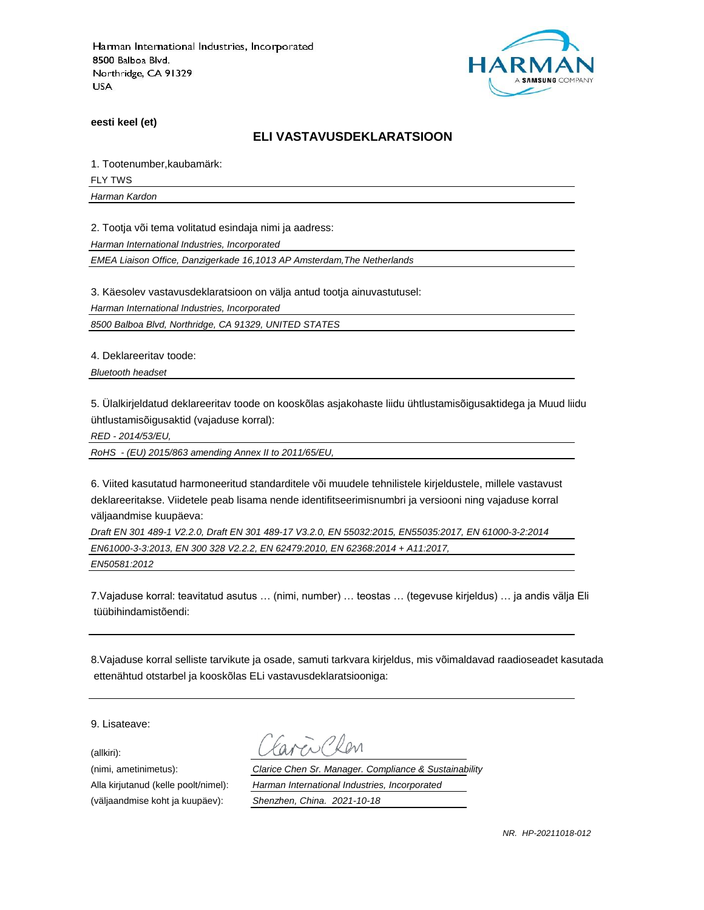Harman International Industries, Incorporated
8500 Balboa Blvd.
Northridge, CA 91329
USA

**eesti keel (et)**

## ELI VASTAVUSDEKLARATSIOON

1. Tootenumber,kaubamärk:

FLY TWS

*Harman Kardon*

2. Tootja või tema volitatud esindaja nimi ja aadress:

*Harman International Industries, Incorporated*

*EMEA Liaison Office, Danzigerkade 16,1013 AP Amsterdam,The Netherlands*

3. Käesolev vastavusdeklaratsioon on välja antud tootja ainuvastutusel:

*Harman International Industries, Incorporated*

*8500 Balboa Blvd, Northridge, CA 91329, UNITED STATES*

4. Deklareeritav toode:

*Bluetooth headset*

5. Ülalkirjeldatud deklareeritav toode on kooskõlas asjakohaste liidu ühtlustamisõigusaktidega ja Muud liidu ühtlustamisõigusaktid (vajaduse korral):

*RED - 2014/53/EU,*

*RoHS - (EU) 2015/863 amending Annex II to 2011/65/EU,*

6. Viited kasutatud harmoneeritud standarditele või muudele tehnilistele kirjeldustele, millele vastavust deklareeritakse. Viidetele peab lisama nende identifitseerimisnumbri ja versiooni ning vajaduse korral väljaandmise kuupäeva:

*Draft EN 301 489-1 V2.2.0, Draft EN 301 489-17 V3.2.0, EN 55032:2015, EN55035:2017, EN 61000-3-2:2014*

*EN61000-3-3:2013, EN 300 328 V2.2.2, EN 62479:2010, EN 62368:2014 + A11:2017,*

*EN50581:2012*

7.Vajaduse korral: teavitatud asutus … (nimi, number) … teostas … (tegevuse kirjeldus) … ja andis välja Eli tüübihindamistõendi:

8.Vajaduse korral selliste tarvikute ja osade, samuti tarkvara kirjeldus, mis võimaldavad raadioseadet kasutada ettenähtud otstarbel ja kooskõlas ELi vastavusdeklaratsiooniga:

9. Lisateave:

(allkiri):

(nimi, ametinimetus): *Clarice Chen Sr. Manager. Compliance & Sustainability*

Alla kirjutanud (kelle poolt/nimel): *Harman International Industries, Incorporated*

(väljaandmise koht ja kuupäev): *Shenzhen, China. 2021-10-18*

*NR. HP-20211018-012*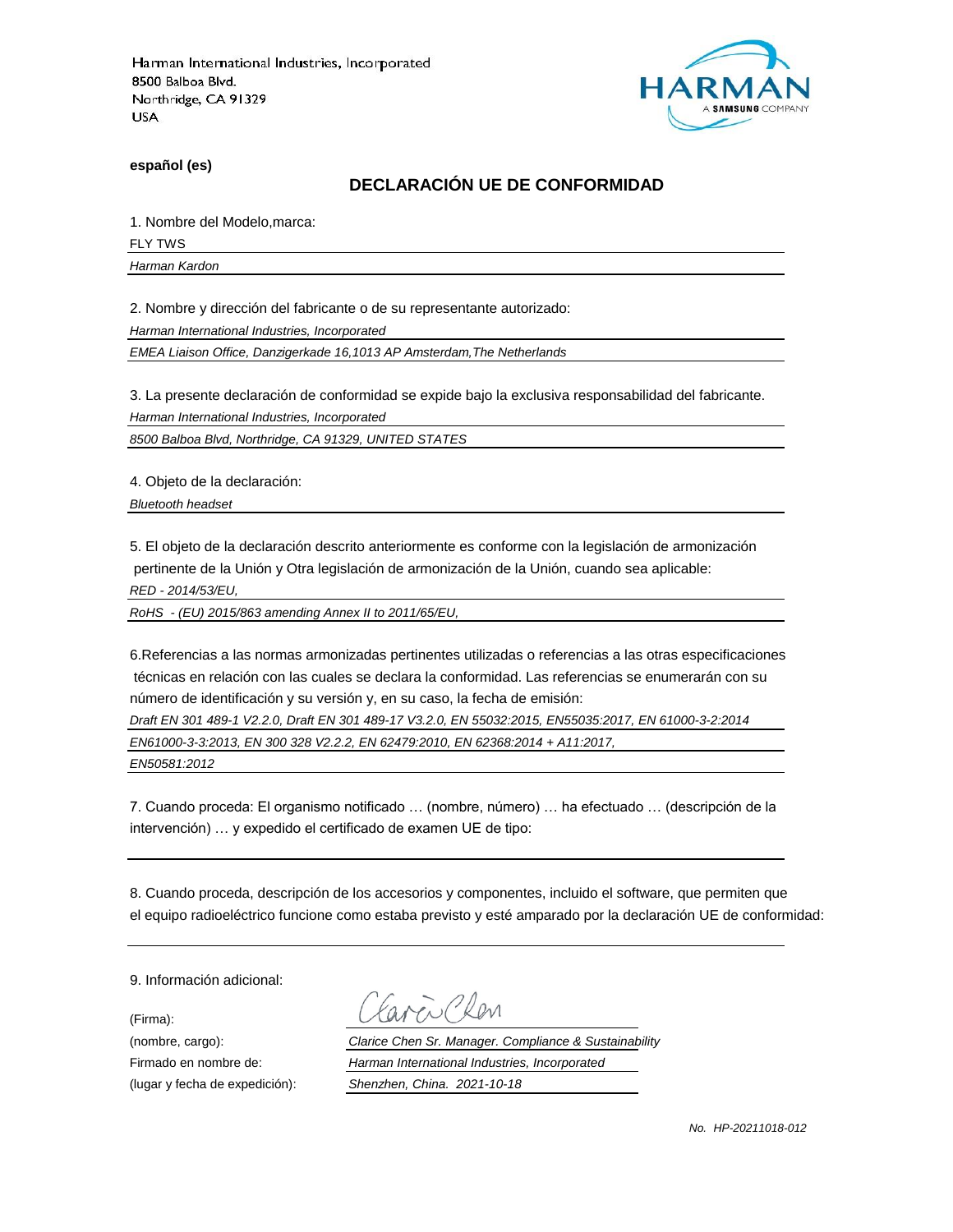Harman International Industries, Incorporated
8500 Balboa Blvd.
Northridge, CA 91329
USA

**español (es)**

## DECLARACIÓN UE DE CONFORMIDAD

1. Nombre del Modelo,marca:

FLY TWS

*Harman Kardon*

2. Nombre y dirección del fabricante o de su representante autorizado:

*Harman International Industries, Incorporated*

*EMEA Liaison Office, Danzigerkade 16,1013 AP Amsterdam,The Netherlands*

3. La presente declaración de conformidad se expide bajo la exclusiva responsabilidad del fabricante.

*Harman International Industries, Incorporated*

*8500 Balboa Blvd, Northridge, CA 91329, UNITED STATES*

4. Objeto de la declaración:

*Bluetooth headset*

5. El objeto de la declaración descrito anteriormente es conforme con la legislación de armonización pertinente de la Unión y Otra legislación de armonización de la Unión, cuando sea aplicable:

*RED - 2014/53/EU,*

*RoHS - (EU) 2015/863 amending Annex II to 2011/65/EU,*

6.Referencias a las normas armonizadas pertinentes utilizadas o referencias a las otras especificaciones técnicas en relación con las cuales se declara la conformidad. Las referencias se enumerarán con su número de identificación y su versión y, en su caso, la fecha de emisión:

*Draft EN 301 489-1 V2.2.0, Draft EN 301 489-17 V3.2.0, EN 55032:2015, EN55035:2017, EN 61000-3-2:2014*

*EN61000-3-3:2013, EN 300 328 V2.2.2, EN 62479:2010, EN 62368:2014 + A11:2017,*

*EN50581:2012*

7. Cuando proceda: El organismo notificado … (nombre, número) … ha efectuado … (descripción de la intervención) … y expedido el certificado de examen UE de tipo:

8. Cuando proceda, descripción de los accesorios y componentes, incluido el software, que permiten que el equipo radioeléctrico funcione como estaba previsto y esté amparado por la declaración UE de conformidad:

9. Información adicional:

(Firma):

(nombre, cargo): *Clarice Chen Sr. Manager. Compliance & Sustainability*

Firmado en nombre de: *Harman International Industries, Incorporated*

(lugar y fecha de expedición): *Shenzhen, China. 2021-10-18*

*No. HP-20211018-012*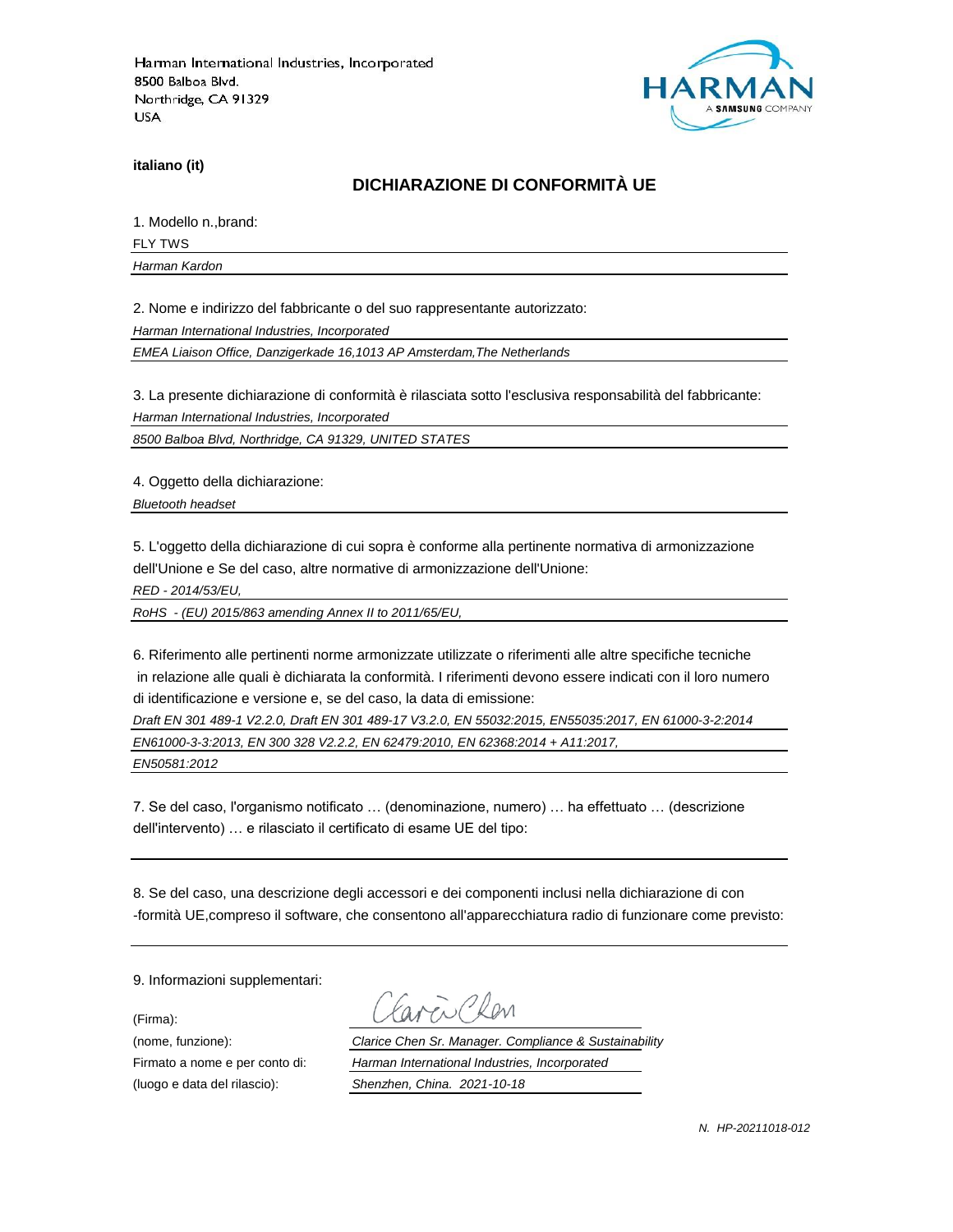Harman International Industries, Incorporated
8500 Balboa Blvd.
Northridge, CA 91329
USA

HARMAN
A SAMSUNG COMPANY

**italiano (it)**

## DICHIARAZIONE DI CONFORMITÀ UE

1. Modello n.,brand:

FLY TWS

*Harman Kardon*

2. Nome e indirizzo del fabbricante o del suo rappresentante autorizzato:

*Harman International Industries, Incorporated*

*EMEA Liaison Office, Danzigerkade 16,1013 AP Amsterdam,The Netherlands*

3. La presente dichiarazione di conformità è rilasciata sotto l'esclusiva responsabilità del fabbricante:

*Harman International Industries, Incorporated*

*8500 Balboa Blvd, Northridge, CA 91329, UNITED STATES*

4. Oggetto della dichiarazione:

*Bluetooth headset*

5. L'oggetto della dichiarazione di cui sopra è conforme alla pertinente normativa di armonizzazione dell'Unione e Se del caso, altre normative di armonizzazione dell'Unione:

*RED - 2014/53/EU,*

*RoHS - (EU) 2015/863 amending Annex II to 2011/65/EU,*

6. Riferimento alle pertinenti norme armonizzate utilizzate o riferimenti alle altre specifiche tecniche in relazione alle quali è dichiarata la conformità. I riferimenti devono essere indicati con il loro numero di identificazione e versione e, se del caso, la data di emissione:

*Draft EN 301 489-1 V2.2.0, Draft EN 301 489-17 V3.2.0, EN 55032:2015, EN55035:2017, EN 61000-3-2:2014*

*EN61000-3-3:2013, EN 300 328 V2.2.2, EN 62479:2010, EN 62368:2014 + A11:2017,*

*EN50581:2012*

7. Se del caso, l'organismo notificato … (denominazione, numero) … ha effettuato … (descrizione dell'intervento) … e rilasciato il certificato di esame UE del tipo:

8. Se del caso, una descrizione degli accessori e dei componenti inclusi nella dichiarazione di con -formità UE,compreso il software, che consentono all'apparecchiatura radio di funzionare come previsto:

9. Informazioni supplementari:

(Firma): Clarice Chen

(nome, funzione): *Clarice Chen Sr. Manager. Compliance & Sustainability*

Firmato a nome e per conto di: *Harman International Industries, Incorporated*

(luogo e data del rilascio): *Shenzhen, China. 2021-10-18*

*N. HP-20211018-012*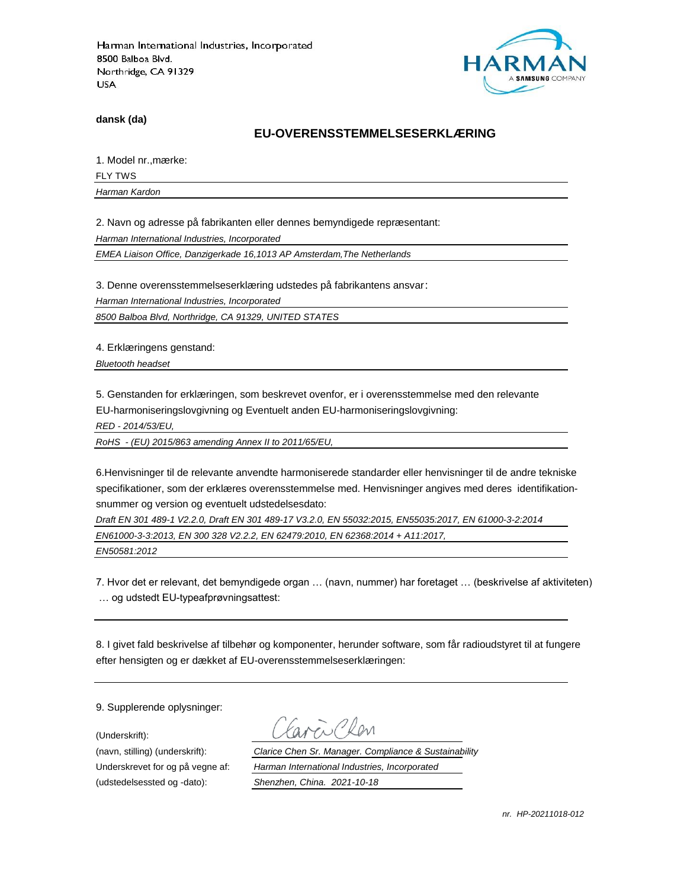Harman International Industries, Incorporated
8500 Balboa Blvd.
Northridge, CA 91329
USA

HARMAN
A SAMSUNG COMPANY

**dansk (da)**

## EU-OVERENSSTEMMELSESERKLÆRING

1. Model nr.,mærke:

FLY TWS

*Harman Kardon*

2. Navn og adresse på fabrikanten eller dennes bemyndigede repræsentant:

*Harman International Industries, Incorporated*

*EMEA Liaison Office, Danzigerkade 16,1013 AP Amsterdam,The Netherlands*

3. Denne overensstemmelseserklæring udstedes på fabrikantens ansvar:

*Harman International Industries, Incorporated*

*8500 Balboa Blvd, Northridge, CA 91329, UNITED STATES*

4. Erklæringens genstand:

*Bluetooth headset*

5. Genstanden for erklæringen, som beskrevet ovenfor, er i overensstemmelse med den relevante EU-harmoniseringslovgivning og Eventuelt anden EU-harmoniseringslovgivning:

*RED - 2014/53/EU,*

*RoHS - (EU) 2015/863 amending Annex II to 2011/65/EU,*

6.Henvisninger til de relevante anvendte harmoniserede standarder eller henvisninger til de andre tekniske specifikationer, som der erklæres overensstemmelse med. Henvisninger angives med deres identifikation-snummer og version og eventuelt udstedelsesdato:

*Draft EN 301 489-1 V2.2.0, Draft EN 301 489-17 V3.2.0, EN 55032:2015, EN55035:2017, EN 61000-3-2:2014*

*EN61000-3-3:2013, EN 300 328 V2.2.2, EN 62479:2010, EN 62368:2014 + A11:2017,*

*EN50581:2012*

7. Hvor det er relevant, det bemyndigede organ … (navn, nummer) har foretaget … (beskrivelse af aktiviteten) … og udstedt EU-typeafprøvningsattest:

8. I givet fald beskrivelse af tilbehør og komponenter, herunder software, som får radioudstyret til at fungere efter hensigten og er dækket af EU-overensstemmelseserklæringen:

9. Supplerende oplysninger:

(Underskrift):

(navn, stilling) (underskrift): *Clarice Chen Sr. Manager. Compliance & Sustainability*

Underskrevet for og på vegne af: *Harman International Industries, Incorporated*

(udstedelsessted og -dato): *Shenzhen, China. 2021-10-18*

*nr. HP-20211018-012*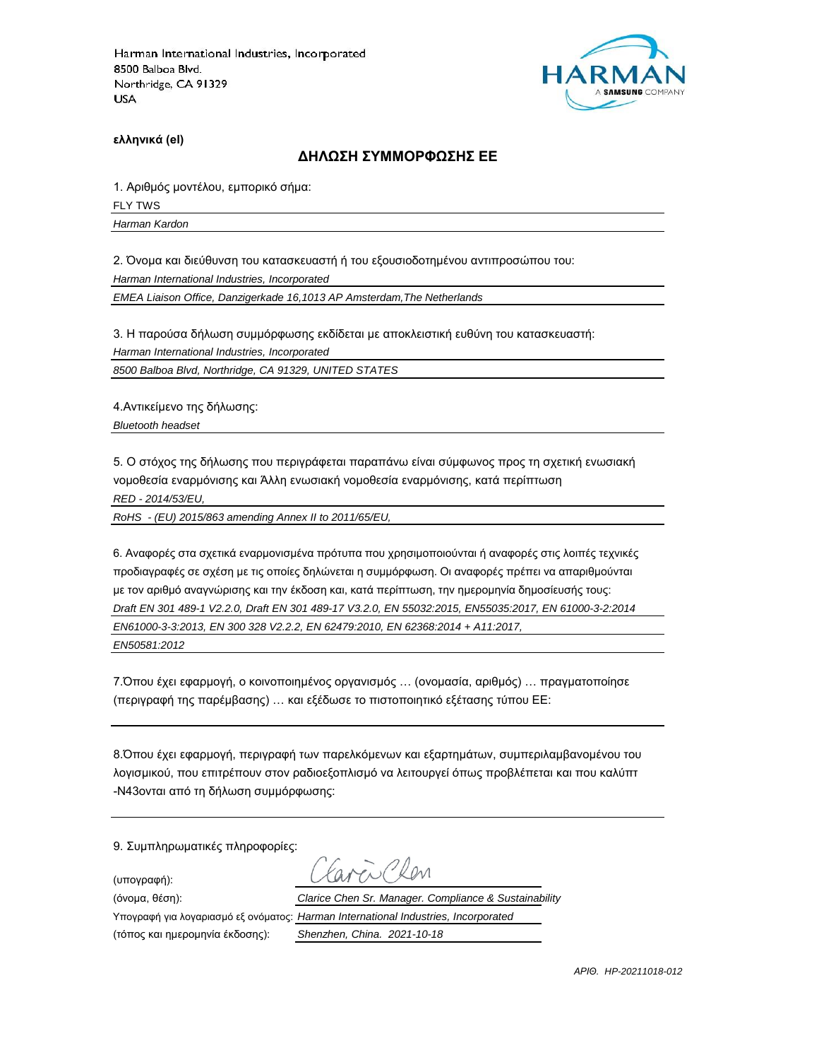Harman International Industries, Incorporated
8500 Balboa Blvd.
Northridge, CA 91329
USA

**ελληνικά (el)**

## ΔΗΛΩΣΗ ΣΥΜΜΟΡΦΩΣΗΣ ΕΕ

1. Αριθμός μοντέλου, εμπορικό σήμα:

FLY TWS

*Harman Kardon*

2. Όνομα και διεύθυνση του κατασκευαστή ή του εξουσιοδοτημένου αντιπροσώπου του:

*Harman International Industries, Incorporated*

*EMEA Liaison Office, Danzigerkade 16,1013 AP Amsterdam,The Netherlands*

3. Η παρούσα δήλωση συμμόρφωσης εκδίδεται με αποκλειστική ευθύνη του κατασκευαστή:

*Harman International Industries, Incorporated*

*8500 Balboa Blvd, Northridge, CA 91329, UNITED STATES*

4.Αντικείμενο της δήλωσης:

*Bluetooth headset*

5. Ο στόχος της δήλωσης που περιγράφεται παραπάνω είναι σύμφωνος προς τη σχετική ενωσιακή νομοθεσία εναρμόνισης και Άλλη ενωσιακή νομοθεσία εναρμόνισης, κατά περίπτωση

*RED - 2014/53/EU,*

*RoHS - (EU) 2015/863 amending Annex II to 2011/65/EU,*

6. Αναφορές στα σχετικά εναρμονισμένα πρότυπα που χρησιμοποιούνται ή αναφορές στις λοιπές τεχνικές προδιαγραφές σε σχέση με τις οποίες δηλώνεται η συμμόρφωση. Οι αναφορές πρέπει να απαριθμούνται με τον αριθμό αναγνώρισης και την έκδοση και, κατά περίπτωση, την ημερομηνία δημοσίευσής τους:

*Draft EN 301 489-1 V2.2.0, Draft EN 301 489-17 V3.2.0, EN 55032:2015, EN55035:2017, EN 61000-3-2:2014*

*EN61000-3-3:2013, EN 300 328 V2.2.2, EN 62479:2010, EN 62368:2014 + A11:2017,*

*EN50581:2012*

7.Όπου έχει εφαρμογή, ο κοινοποιημένος οργανισμός … (ονομασία, αριθμός) … πραγματοποίησε (περιγραφή της παρέμβασης) … και εξέδωσε το πιστοποιητικό εξέτασης τύπου ΕΕ:

8.Όπου έχει εφαρμογή, περιγραφή των παρελκόμενων και εξαρτημάτων, συμπεριλαμβανομένου του λογισμικού, που επιτρέπουν στον ραδιοεξοπλισμό να λειτουργεί όπως προβλέπεται και που καλύπτ -N43ονται από τη δήλωση συμμόρφωσης:

9. Συμπληρωματικές πληροφορίες:

(υπογραφή):

(όνομα, θέση): *Clarice Chen Sr. Manager. Compliance & Sustainability*

Υπογραφή για λογαριασμό εξ ονόματος: *Harman International Industries, Incorporated*

(τόπος και ημερομηνία έκδοσης): *Shenzhen, China. 2021-10-18*

*ΑΡΙΘ. HP-20211018-012*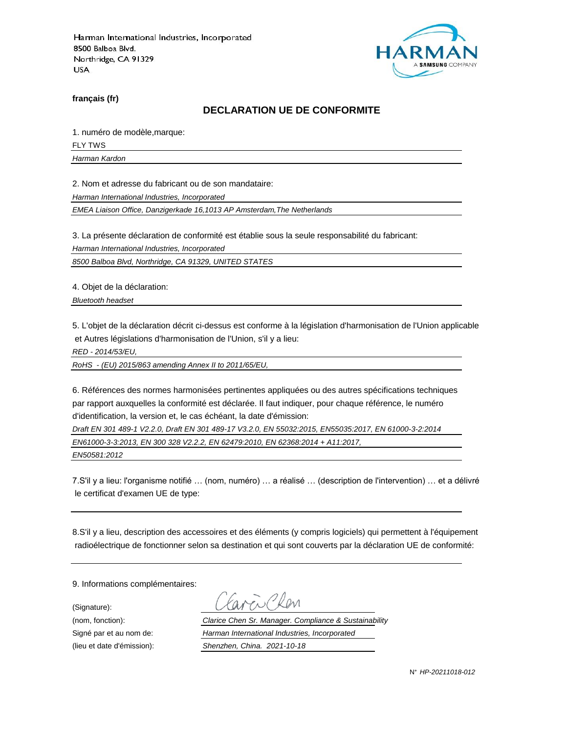Harman International Industries, Incorporated
8500 Balboa Blvd.
Northridge, CA 91329
USA

**français (fr)**

## DECLARATION UE DE CONFORMITE

1. numéro de modèle,marque:

FLY TWS

*Harman Kardon*

2. Nom et adresse du fabricant ou de son mandataire:

*Harman International Industries, Incorporated*

*EMEA Liaison Office, Danzigerkade 16,1013 AP Amsterdam,The Netherlands*

3. La présente déclaration de conformité est établie sous la seule responsabilité du fabricant:

*Harman International Industries, Incorporated*

*8500 Balboa Blvd, Northridge, CA 91329, UNITED STATES*

4. Objet de la déclaration:

*Bluetooth headset*

5. L'objet de la déclaration décrit ci-dessus est conforme à la législation d'harmonisation de l'Union applicable et Autres législations d'harmonisation de l'Union, s'il y a lieu:

*RED - 2014/53/EU,*

*RoHS - (EU) 2015/863 amending Annex II to 2011/65/EU,*

6. Références des normes harmonisées pertinentes appliquées ou des autres spécifications techniques par rapport auxquelles la conformité est déclarée. Il faut indiquer, pour chaque référence, le numéro d'identification, la version et, le cas échéant, la date d'émission:

*Draft EN 301 489-1 V2.2.0, Draft EN 301 489-17 V3.2.0, EN 55032:2015, EN55035:2017, EN 61000-3-2:2014*

*EN61000-3-3:2013, EN 300 328 V2.2.2, EN 62479:2010, EN 62368:2014 + A11:2017,*

*EN50581:2012*

7.S'il y a lieu: l'organisme notifié … (nom, numéro) … a réalisé … (description de l'intervention) … et a délivré le certificat d'examen UE de type:

8.S'il y a lieu, description des accessoires et des éléments (y compris logiciels) qui permettent à l'équipement radioélectrique de fonctionner selon sa destination et qui sont couverts par la déclaration UE de conformité:

9. Informations complémentaires:

(Signature):

(nom, fonction): *Clarice Chen Sr. Manager. Compliance & Sustainability*

Signé par et au nom de: *Harman International Industries, Incorporated*

(lieu et date d'émission): *Shenzhen, China. 2021-10-18*

N° *HP-20211018-012*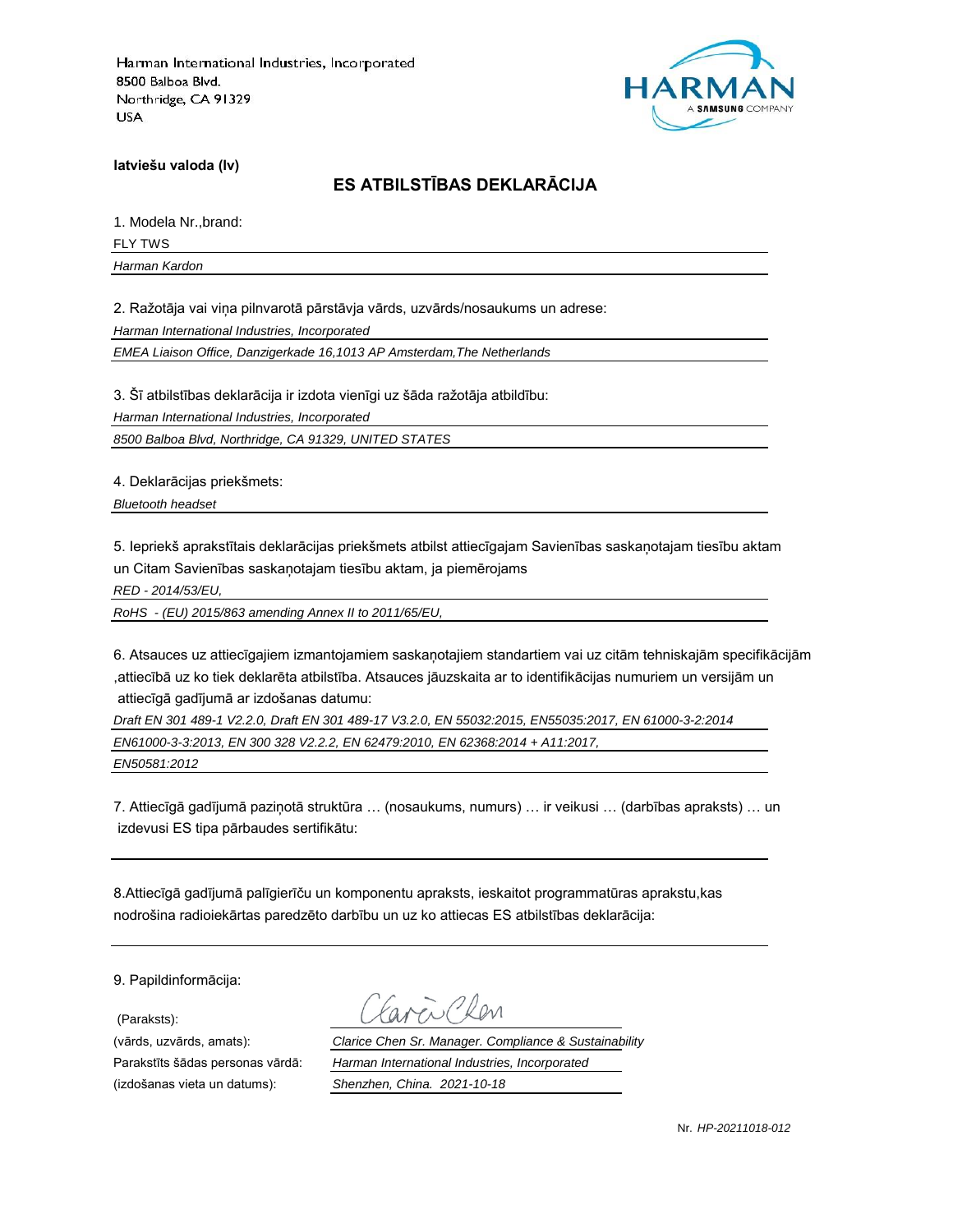Harman International Industries, Incorporated
8500 Balboa Blvd.
Northridge, CA 91329
USA

**latviešu valoda (lv)**

## ES ATBILSTĪBAS DEKLARĀCIJA

1. Modela Nr.,brand:

FLY TWS

*Harman Kardon*

2. Ražotāja vai viņa pilnvarotā pārstāvja vārds, uzvārds/nosaukums un adrese:

*Harman International Industries, Incorporated*

*EMEA Liaison Office, Danzigerkade 16,1013 AP Amsterdam,The Netherlands*

3. Šī atbilstības deklarācija ir izdota vienīgi uz šāda ražotāja atbildību:

*Harman International Industries, Incorporated*

*8500 Balboa Blvd, Northridge, CA 91329, UNITED STATES*

4. Deklarācijas priekšmets:

*Bluetooth headset*

5. Iepriekš aprakstītais deklarācijas priekšmets atbilst attiecīgajam Savienības saskaņotajam tiesību aktam un Citam Savienības saskaņotajam tiesību aktam, ja piemērojams

*RED - 2014/53/EU,*

*RoHS - (EU) 2015/863 amending Annex II to 2011/65/EU,*

6. Atsauces uz attiecīgajiem izmantojamiem saskaņotajiem standartiem vai uz citām tehniskajām specifikācijām ,attiecībā uz ko tiek deklarēta atbilstība. Atsauces jāuzskaita ar to identifikācijas numuriem un versijām un attiecīgā gadījumā ar izdošanas datumu:

*Draft EN 301 489-1 V2.2.0, Draft EN 301 489-17 V3.2.0, EN 55032:2015, EN55035:2017, EN 61000-3-2:2014*

*EN61000-3-3:2013, EN 300 328 V2.2.2, EN 62479:2010, EN 62368:2014 + A11:2017,*

*EN50581:2012*

7. Attiecīgā gadījumā paziņotā struktūra … (nosaukums, numurs) … ir veikusi … (darbības apraksts) … un izdevusi ES tipa pārbaudes sertifikātu:

8.Attiecīgā gadījumā palīgierīču un komponentu apraksts, ieskaitot programmatūras aprakstu,kas nodrošina radioiekārtas paredzēto darbību un uz ko attiecas ES atbilstības deklarācija:

9. Papildinformācija:

(Paraksts):

(vārds, uzvārds, amats): *Clarice Chen Sr. Manager. Compliance & Sustainability*

Parakstīts šādas personas vārdā: *Harman International Industries, Incorporated*

(izdošanas vieta un datums): *Shenzhen, China. 2021-10-18*

Nr. *HP-20211018-012*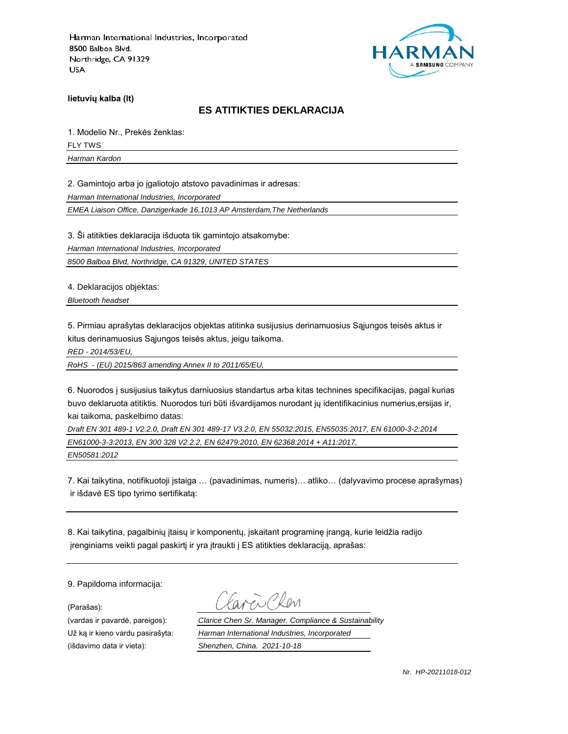Harman International Industries, Incorporated
8500 Balboa Blvd.
Northridge, CA 91329
USA

HARMAN
A SAMSUNG COMPANY

**lietuvių kalba (lt)**

## ES ATITIKTIES DEKLARACIJA

1. Modelio Nr., Prekės ženklas:

FLY TWS

*Harman Kardon*

2. Gamintojo arba jo įgaliotojo atstovo pavadinimas ir adresas:

*Harman International Industries, Incorporated*

*EMEA Liaison Office, Danzigerkade 16,1013 AP Amsterdam,The Netherlands*

3. Ši atitikties deklaracija išduota tik gamintojo atsakomybe:

*Harman International Industries, Incorporated*

*8500 Balboa Blvd, Northridge, CA 91329, UNITED STATES*

4. Deklaracijos objektas:

*Bluetooth headset*

5. Pirmiau aprašytas deklaracijos objektas atitinka susijusius derinamuosius Sąjungos teisės aktus ir kitus derinamuosius Sąjungos teisės aktus, jeigu taikoma.

*RED - 2014/53/EU,*

*RoHS - (EU) 2015/863 amending Annex II to 2011/65/EU,*

6. Nuorodos į susijusius taikytus darniuosius standartus arba kitas technines specifikacijas, pagal kurias buvo deklaruota atitiktis. Nuorodos turi būti išvardijamos nurodant jų identifikacinius numerius,ersijas ir, kai taikoma, paskelbimo datas:

*Draft EN 301 489-1 V2.2.0, Draft EN 301 489-17 V3.2.0, EN 55032:2015, EN55035:2017, EN 61000-3-2:2014*

*EN61000-3-3:2013, EN 300 328 V2.2.2, EN 62479:2010, EN 62368:2014 + A11:2017,*

*EN50581:2012*

7. Kai taikytina, notifikuotoji įstaiga … (pavadinimas, numeris)… atliko… (dalyvavimo procese aprašymas) ir išdavė ES tipo tyrimo sertifikatą:

8. Kai taikytina, pagalbinių įtaisų ir komponentų, įskaitant programinę įrangą, kurie leidžia radijo įrenginiams veikti pagal paskirtį ir yra įtraukti į ES atitikties deklaraciją, aprašas:

9. Papildoma informacija:

(Parašas): Clarice Chen

(vardas ir pavardė, pareigos): *Clarice Chen Sr. Manager. Compliance & Sustainability*

Už ką ir kieno vardu pasirašyta: *Harman International Industries, Incorporated*

(išdavimo data ir vieta): *Shenzhen, China. 2021-10-18*

*Nr. HP-20211018-012*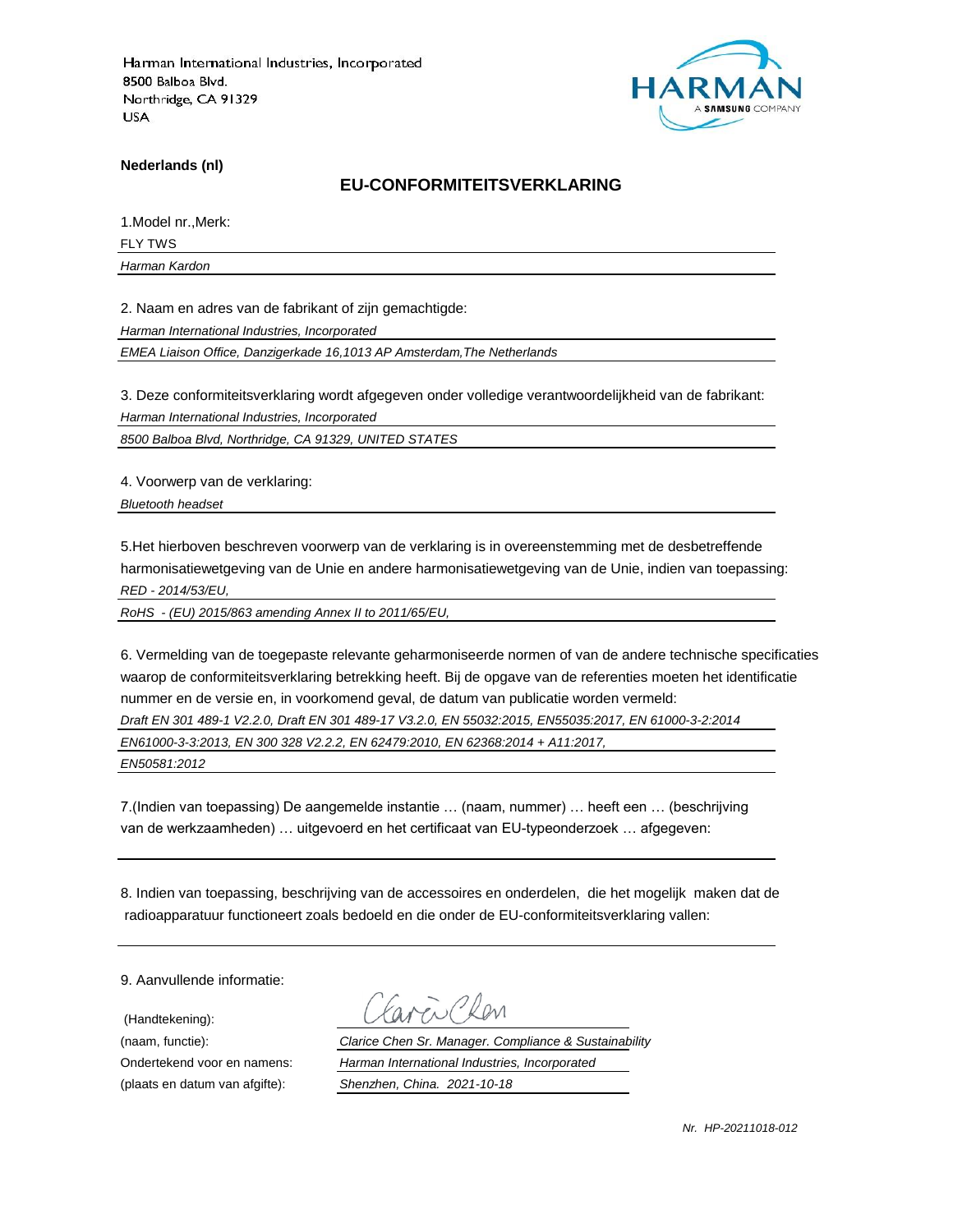Harman International Industries, Incorporated
8500 Balboa Blvd.
Northridge, CA 91329
USA

HARMAN
A SAMSUNG COMPANY

**Nederlands (nl)**

## EU-CONFORMITEITSVERKLARING

1.Model nr.,Merk:

FLY TWS

*Harman Kardon*

2. Naam en adres van de fabrikant of zijn gemachtigde:

*Harman International Industries, Incorporated*

*EMEA Liaison Office, Danzigerkade 16,1013 AP Amsterdam,The Netherlands*

3. Deze conformiteitsverklaring wordt afgegeven onder volledige verantwoordelijkheid van de fabrikant:

*Harman International Industries, Incorporated*

*8500 Balboa Blvd, Northridge, CA 91329, UNITED STATES*

4. Voorwerp van de verklaring:

*Bluetooth headset*

5.Het hierboven beschreven voorwerp van de verklaring is in overeenstemming met de desbetreffende harmonisatiewetgeving van de Unie en andere harmonisatiewetgeving van de Unie, indien van toepassing:

*RED - 2014/53/EU,*

*RoHS - (EU) 2015/863 amending Annex II to 2011/65/EU,*

6. Vermelding van de toegepaste relevante geharmoniseerde normen of van de andere technische specificaties waarop de conformiteitsverklaring betrekking heeft. Bij de opgave van de referenties moeten het identificatie nummer en de versie en, in voorkomend geval, de datum van publicatie worden vermeld:

*Draft EN 301 489-1 V2.2.0, Draft EN 301 489-17 V3.2.0, EN 55032:2015, EN55035:2017, EN 61000-3-2:2014*

*EN61000-3-3:2013, EN 300 328 V2.2.2, EN 62479:2010, EN 62368:2014 + A11:2017,*

*EN50581:2012*

7.(Indien van toepassing) De aangemelde instantie … (naam, nummer) … heeft een … (beschrijving van de werkzaamheden) … uitgevoerd en het certificaat van EU-typeonderzoek … afgegeven:

8. Indien van toepassing, beschrijving van de accessoires en onderdelen, die het mogelijk maken dat de radioapparatuur functioneert zoals bedoeld en die onder de EU-conformiteitsverklaring vallen:

9. Aanvullende informatie:

(Handtekening): Clarice Chen

(naam, functie): *Clarice Chen Sr. Manager. Compliance & Sustainability*

Ondertekend voor en namens: *Harman International Industries, Incorporated*

(plaats en datum van afgifte): *Shenzhen, China. 2021-10-18*

*Nr. HP-20211018-012*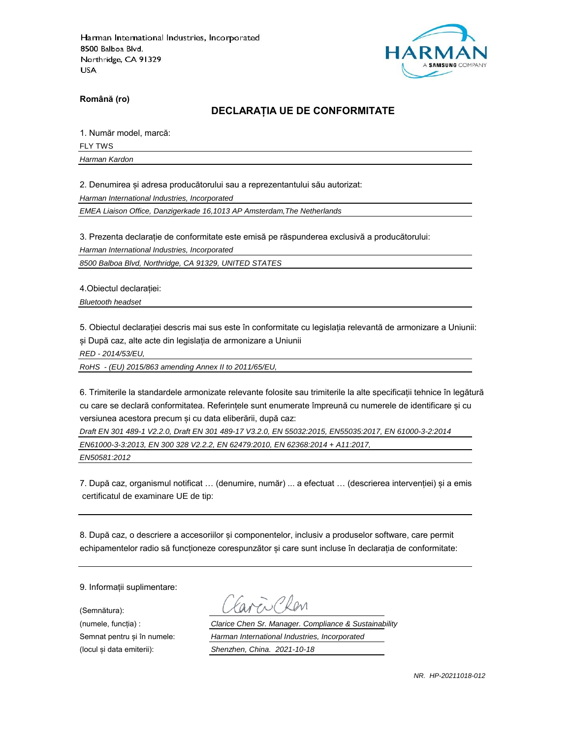Harman International Industries, Incorporated
8500 Balboa Blvd.
Northridge, CA 91329
USA

HARMAN
A SAMSUNG COMPANY

**Română (ro)**

## DECLARAȚIA UE DE CONFORMITATE

1. Număr model, marcă:

FLY TWS

*Harman Kardon*

2. Denumirea și adresa producătorului sau a reprezentantului său autorizat:

*Harman International Industries, Incorporated*

*EMEA Liaison Office, Danzigerkade 16,1013 AP Amsterdam,The Netherlands*

3. Prezenta declarație de conformitate este emisă pe răspunderea exclusivă a producătorului:

*Harman International Industries, Incorporated*

*8500 Balboa Blvd, Northridge, CA 91329, UNITED STATES*

4.Obiectul declarației:

*Bluetooth headset*

5. Obiectul declarației descris mai sus este în conformitate cu legislația relevantă de armonizare a Uniunii: și După caz, alte acte din legislația de armonizare a Uniunii

*RED - 2014/53/EU,*

*RoHS - (EU) 2015/863 amending Annex II to 2011/65/EU,*

6. Trimiterile la standardele armonizate relevante folosite sau trimiterile la alte specificații tehnice în legătură cu care se declară conformitatea. Referințele sunt enumerate împreună cu numerele de identificare și cu versiunea acestora precum și cu data eliberării, după caz:

*Draft EN 301 489-1 V2.2.0, Draft EN 301 489-17 V3.2.0, EN 55032:2015, EN55035:2017, EN 61000-3-2:2014*

*EN61000-3-3:2013, EN 300 328 V2.2.2, EN 62479:2010, EN 62368:2014 + A11:2017,*

*EN50581:2012*

7. După caz, organismul notificat … (denumire, număr) ... a efectuat … (descrierea intervenției) și a emis certificatul de examinare UE de tip:

8. După caz, o descriere a accesoriilor și componentelor, inclusiv a produselor software, care permit echipamentelor radio să funcționeze corespunzător și care sunt incluse în declarația de conformitate:

9. Informații suplimentare:

(Semnătura): Clarice Chen

(numele, funcția) : *Clarice Chen Sr. Manager. Compliance & Sustainability*

Semnat pentru și în numele: *Harman International Industries, Incorporated*

(locul și data emiterii): *Shenzhen, China. 2021-10-18*

*NR. HP-20211018-012*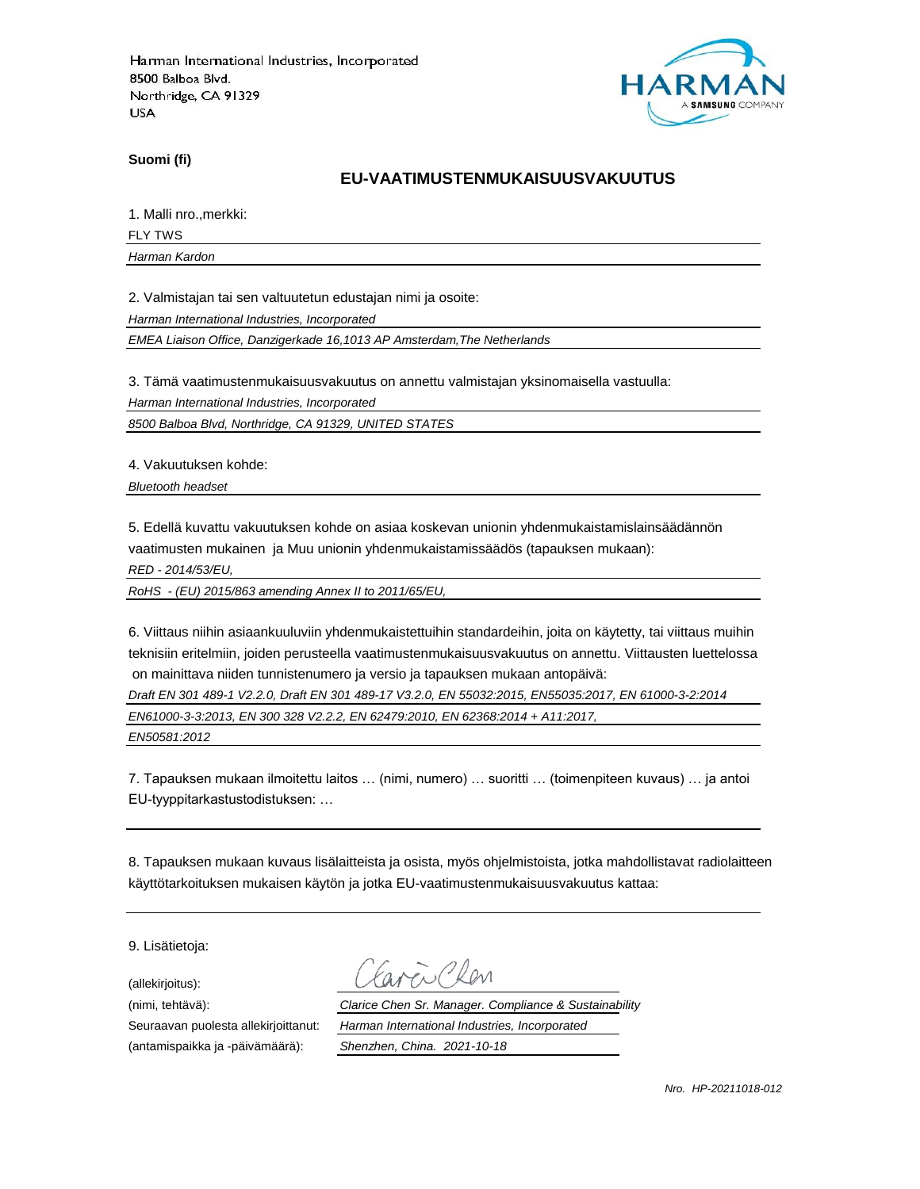Harman International Industries, Incorporated
8500 Balboa Blvd.
Northridge, CA 91329
USA

HARMAN
A SAMSUNG COMPANY

**Suomi (fi)**

## EU-VAATIMUSTENMUKAISUUSVAKUUTUS

1. Malli nro.,merkki:

FLY TWS

*Harman Kardon*

2. Valmistajan tai sen valtuutetun edustajan nimi ja osoite:

*Harman International Industries, Incorporated*

*EMEA Liaison Office, Danzigerkade 16,1013 AP Amsterdam,The Netherlands*

3. Tämä vaatimustenmukaisuusvakuutus on annettu valmistajan yksinomaisella vastuulla:

*Harman International Industries, Incorporated*

*8500 Balboa Blvd, Northridge, CA 91329, UNITED STATES*

4. Vakuutuksen kohde:

*Bluetooth headset*

5. Edellä kuvattu vakuutuksen kohde on asiaa koskevan unionin yhdenmukaistamislainsäädännön vaatimusten mukainen ja Muu unionin yhdenmukaistamissäädös (tapauksen mukaan):

*RED - 2014/53/EU,*

*RoHS - (EU) 2015/863 amending Annex II to 2011/65/EU,*

6. Viittaus niihin asiaankuuluviin yhdenmukaistettuihin standardeihin, joita on käytetty, tai viittaus muihin teknisiin eritelmiin, joiden perusteella vaatimustenmukaisuusvakuutus on annettu. Viittausten luettelossa on mainittava niiden tunnistenumero ja versio ja tapauksen mukaan antopäivä:

*Draft EN 301 489-1 V2.2.0, Draft EN 301 489-17 V3.2.0, EN 55032:2015, EN55035:2017, EN 61000-3-2:2014*

*EN61000-3-3:2013, EN 300 328 V2.2.2, EN 62479:2010, EN 62368:2014 + A11:2017,*

*EN50581:2012*

7. Tapauksen mukaan ilmoitettu laitos … (nimi, numero) … suoritti … (toimenpiteen kuvaus) … ja antoi EU-tyyppitarkastustodistuksen: …

8. Tapauksen mukaan kuvaus lisälaitteista ja osista, myös ohjelmistoista, jotka mahdollistavat radiolaitteen käyttötarkoituksen mukaisen käytön ja jotka EU-vaatimustenmukaisuusvakuutus kattaa:

9. Lisätietoja:

(allekirjoitus): Clarice Chen

(nimi, tehtävä): *Clarice Chen Sr. Manager. Compliance & Sustainability*

Seuraavan puolesta allekirjoittanut: *Harman International Industries, Incorporated*

(antamispaikka ja -päivämäärä): *Shenzhen, China. 2021-10-18*

*Nro. HP-20211018-012*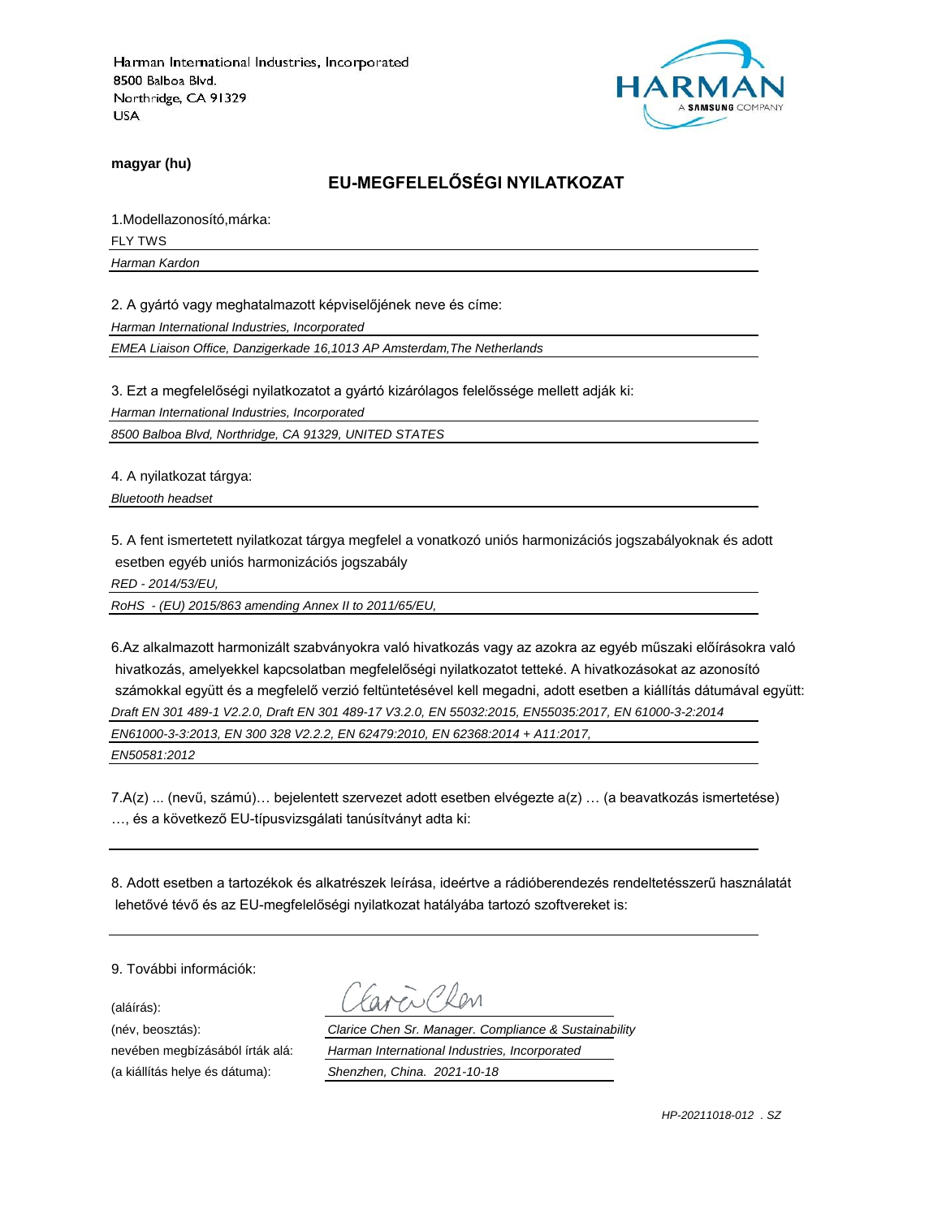Harman International Industries, Incorporated
8500 Balboa Blvd.
Northridge, CA 91329
USA

HARMAN
A SAMSUNG COMPANY

**magyar (hu)**

## EU-MEGFELELŐSÉGI NYILATKOZAT

1.Modellazonosító,márka:

FLY TWS

*Harman Kardon*

2. A gyártó vagy meghatalmazott képviselőjének neve és címe:

*Harman International Industries, Incorporated*

*EMEA Liaison Office, Danzigerkade 16,1013 AP Amsterdam,The Netherlands*

3. Ezt a megfelelőségi nyilatkozatot a gyártó kizárólagos felelőssége mellett adják ki:

*Harman International Industries, Incorporated*

*8500 Balboa Blvd, Northridge, CA 91329, UNITED STATES*

4. A nyilatkozat tárgya:

*Bluetooth headset*

5. A fent ismertetett nyilatkozat tárgya megfelel a vonatkozó uniós harmonizációs jogszabályoknak és adott esetben egyéb uniós harmonizációs jogszabály

*RED - 2014/53/EU,*

*RoHS - (EU) 2015/863 amending Annex II to 2011/65/EU,*

6.Az alkalmazott harmonizált szabványokra való hivatkozás vagy az azokra az egyéb műszaki előírásokra való hivatkozás, amelyekkel kapcsolatban megfelelőségi nyilatkozatot tetteké. A hivatkozásokat az azonosító számokkal együtt és a megfelelő verzió feltüntetésével kell megadni, adott esetben a kiállítás dátumával együtt:

*Draft EN 301 489-1 V2.2.0, Draft EN 301 489-17 V3.2.0, EN 55032:2015, EN55035:2017, EN 61000-3-2:2014*

*EN61000-3-3:2013, EN 300 328 V2.2.2, EN 62479:2010, EN 62368:2014 + A11:2017,*

*EN50581:2012*

7.A(z) ... (nevű, számú)… bejelentett szervezet adott esetben elvégezte a(z) … (a beavatkozás ismertetése) …, és a következő EU-típusvizsgálati tanúsítványt adta ki:

8. Adott esetben a tartozékok és alkatrészek leírása, ideértve a rádióberendezés rendeltetésszerű használatát lehetővé tévő és az EU-megfelelőségi nyilatkozat hatályába tartozó szoftvereket is:

9. További információk:

(aláírás):

(név, beosztás): *Clarice Chen Sr. Manager. Compliance & Sustainability*

nevében megbízásából írták alá: *Harman International Industries, Incorporated*

(a kiállítás helye és dátuma): *Shenzhen, China. 2021-10-18*

*HP-20211018-012 . SZ*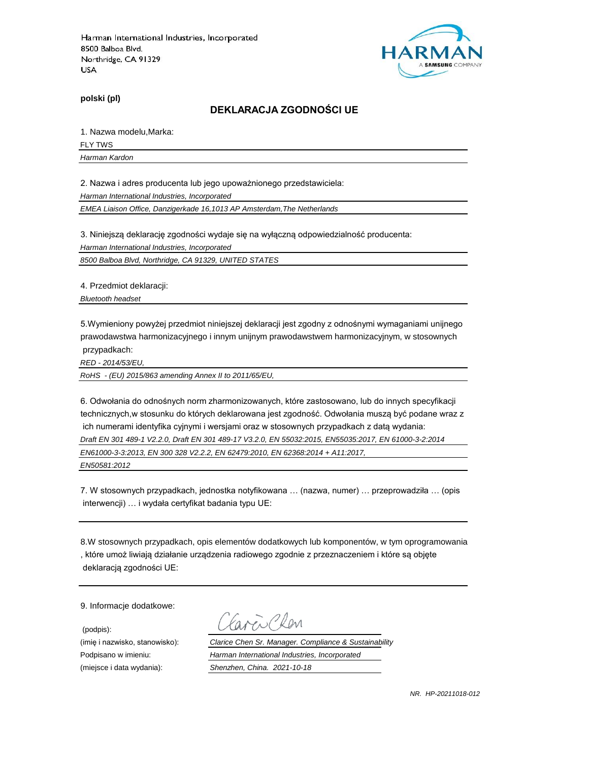Harman International Industries, Incorporated
8500 Balboa Blvd.
Northridge, CA 91329
USA

HARMAN
A SAMSUNG COMPANY

**polski (pl)**

## DEKLARACJA ZGODNOŚCI UE

1. Nazwa modelu,Marka:

FLY TWS

*Harman Kardon*

2. Nazwa i adres producenta lub jego upoważnionego przedstawiciela:

*Harman International Industries, Incorporated*

*EMEA Liaison Office, Danzigerkade 16,1013 AP Amsterdam,The Netherlands*

3. Niniejszą deklarację zgodności wydaje się na wyłączną odpowiedzialność producenta:

*Harman International Industries, Incorporated*

*8500 Balboa Blvd, Northridge, CA 91329, UNITED STATES*

4. Przedmiot deklaracji:

*Bluetooth headset*

5.Wymieniony powyżej przedmiot niniejszej deklaracji jest zgodny z odnośnymi wymaganiami unijnego prawodawstwa harmonizacyjnego i innym unijnym prawodawstwem harmonizacyjnym, w stosownych przypadkach:

*RED - 2014/53/EU,*

*RoHS - (EU) 2015/863 amending Annex II to 2011/65/EU,*

6. Odwołania do odnośnych norm zharmonizowanych, które zastosowano, lub do innych specyfikacji technicznych,w stosunku do których deklarowana jest zgodność. Odwołania muszą być podane wraz z ich numerami identyfika cyjnymi i wersjami oraz w stosownych przypadkach z datą wydania:

*Draft EN 301 489-1 V2.2.0, Draft EN 301 489-17 V3.2.0, EN 55032:2015, EN55035:2017, EN 61000-3-2:2014*

*EN61000-3-3:2013, EN 300 328 V2.2.2, EN 62479:2010, EN 62368:2014 + A11:2017,*

*EN50581:2012*

7. W stosownych przypadkach, jednostka notyfikowana … (nazwa, numer) … przeprowadziła … (opis interwencji) … i wydała certyfikat badania typu UE:

8.W stosownych przypadkach, opis elementów dodatkowych lub komponentów, w tym oprogramowania , które umoż liwiają działanie urządzenia radiowego zgodnie z przeznaczeniem i które są objęte deklaracją zgodności UE:

9. Informacje dodatkowe:

(podpis): Clarice Chen

(imię i nazwisko, stanowisko): *Clarice Chen Sr. Manager. Compliance & Sustainability*

Podpisano w imieniu: *Harman International Industries, Incorporated*

(miejsce i data wydania): *Shenzhen, China. 2021-10-18*

*NR. HP-20211018-012*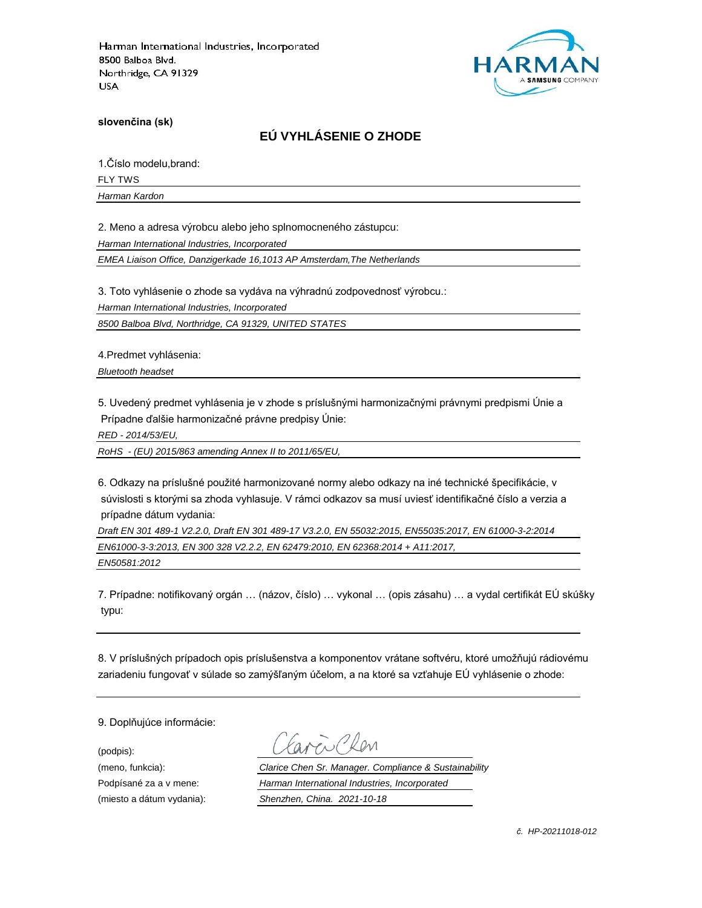Harman International Industries, Incorporated
8500 Balboa Blvd.
Northridge, CA 91329
USA

HARMAN
A SAMSUNG COMPANY

**slovenčina (sk)**

## EÚ VYHLÁSENIE O ZHODE

1.Číslo modelu,brand:

FLY TWS

*Harman Kardon*

2. Meno a adresa výrobcu alebo jeho splnomocneného zástupcu:

*Harman International Industries, Incorporated*

*EMEA Liaison Office, Danzigerkade 16,1013 AP Amsterdam,The Netherlands*

3. Toto vyhlásenie o zhode sa vydáva na výhradnú zodpovednosť výrobcu.:

*Harman International Industries, Incorporated*

*8500 Balboa Blvd, Northridge, CA 91329, UNITED STATES*

4.Predmet vyhlásenia:

*Bluetooth headset*

5. Uvedený predmet vyhlásenia je v zhode s príslušnými harmonizačnými právnymi predpismi Únie a Prípadne ďalšie harmonizačné právne predpisy Únie:

*RED - 2014/53/EU,*

*RoHS - (EU) 2015/863 amending Annex II to 2011/65/EU,*

6. Odkazy na príslušné použité harmonizované normy alebo odkazy na iné technické špecifikácie, v súvislosti s ktorými sa zhoda vyhlasuje. V rámci odkazov sa musí uviesť identifikačné číslo a verzia a prípadne dátum vydania:

*Draft EN 301 489-1 V2.2.0, Draft EN 301 489-17 V3.2.0, EN 55032:2015, EN55035:2017, EN 61000-3-2:2014*

*EN61000-3-3:2013, EN 300 328 V2.2.2, EN 62479:2010, EN 62368:2014 + A11:2017,*

*EN50581:2012*

7. Prípadne: notifikovaný orgán … (názov, číslo) … vykonal … (opis zásahu) … a vydal certifikát EÚ skúšky typu:

8. V príslušných prípadoch opis príslušenstva a komponentov vrátane softvéru, ktoré umožňujú rádiovému zariadeniu fungovať v súlade so zamýšľaným účelom, a na ktoré sa vzťahuje EÚ vyhlásenie o zhode:

9. Doplňujúce informácie:

(podpis): Clarice Chen

(meno, funkcia): *Clarice Chen Sr. Manager. Compliance & Sustainability*

Podpísané za a v mene: *Harman International Industries, Incorporated*

(miesto a dátum vydania): *Shenzhen, China. 2021-10-18*

*č. HP-20211018-012*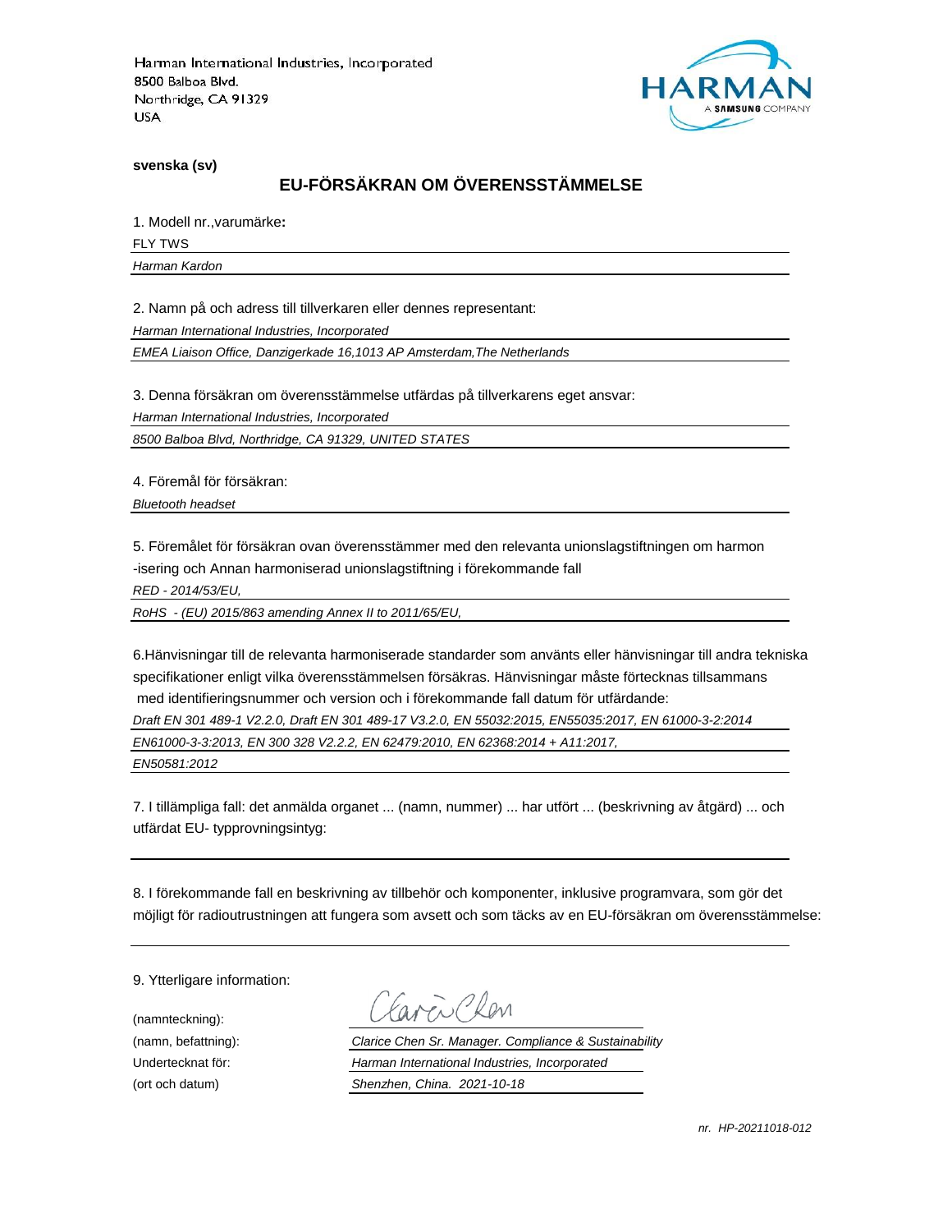Harman International Industries, Incorporated
8500 Balboa Blvd.
Northridge, CA 91329
USA

HARMAN
A SAMSUNG COMPANY

**svenska (sv)**

## EU-FÖRSÄKRAN OM ÖVERENSSTÄMMELSE

1. Modell nr.,varumärke**:**

FLY TWS

*Harman Kardon*

2. Namn på och adress till tillverkaren eller dennes representant:

*Harman International Industries, Incorporated*

*EMEA Liaison Office, Danzigerkade 16,1013 AP Amsterdam,The Netherlands*

3. Denna försäkran om överensstämmelse utfärdas på tillverkarens eget ansvar:

*Harman International Industries, Incorporated*

*8500 Balboa Blvd, Northridge, CA 91329, UNITED STATES*

4. Föremål för försäkran:

*Bluetooth headset*

5. Föremålet för försäkran ovan överensstämmer med den relevanta unionslagstiftningen om harmon -isering och Annan harmoniserad unionslagstiftning i förekommande fall

*RED - 2014/53/EU,*

*RoHS - (EU) 2015/863 amending Annex II to 2011/65/EU,*

6.Hänvisningar till de relevanta harmoniserade standarder som använts eller hänvisningar till andra tekniska specifikationer enligt vilka överensstämmelsen försäkras. Hänvisningar måste förtecknas tillsammans med identifieringsnummer och version och i förekommande fall datum för utfärdande:

*Draft EN 301 489-1 V2.2.0, Draft EN 301 489-17 V3.2.0, EN 55032:2015, EN55035:2017, EN 61000-3-2:2014*

*EN61000-3-3:2013, EN 300 328 V2.2.2, EN 62479:2010, EN 62368:2014 + A11:2017,*

*EN50581:2012*

7. I tillämpliga fall: det anmälda organet ... (namn, nummer) ... har utfört ... (beskrivning av åtgärd) ... och utfärdat EU- typprovningsintyg:

8. I förekommande fall en beskrivning av tillbehör och komponenter, inklusive programvara, som gör det möjligt för radioutrustningen att fungera som avsett och som täcks av en EU-försäkran om överensstämmelse:

9. Ytterligare information:

(namnteckning): Clarice Chen

(namn, befattning): *Clarice Chen Sr. Manager. Compliance & Sustainability*

Undertecknat för: *Harman International Industries, Incorporated*

(ort och datum) *Shenzhen, China. 2021-10-18*

*nr. HP-20211018-012*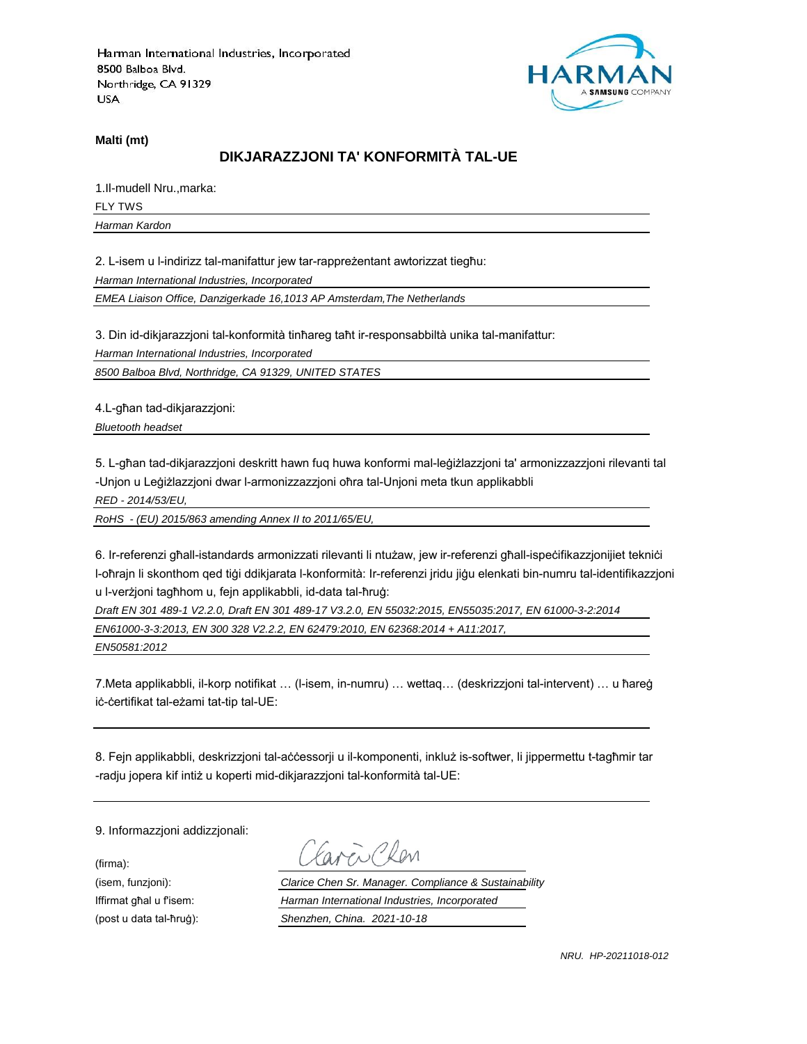Harman International Industries, Incorporated
8500 Balboa Blvd.
Northridge, CA 91329
USA

**Malti (mt)**

## DIKJARAZZJONI TA' KONFORMITÀ TAL-UE

1.Il-mudell Nru.,marka:

FLY TWS

*Harman Kardon*

2. L-isem u l-indirizz tal-manifattur jew tar-rappreżentant awtorizzat tiegħu:

*Harman International Industries, Incorporated*

*EMEA Liaison Office, Danzigerkade 16,1013 AP Amsterdam,The Netherlands*

3. Din id-dikjarazzjoni tal-konformità tinħareg taħt ir-responsabbiltà unika tal-manifattur:

*Harman International Industries, Incorporated*

*8500 Balboa Blvd, Northridge, CA 91329, UNITED STATES*

4.L-għan tad-dikjarazzjoni:

*Bluetooth headset*

5. L-għan tad-dikjarazzjoni deskritt hawn fuq huwa konformi mal-leġiżlazzjoni ta' armonizzazzjoni rilevanti tal -Unjon u Leġiżlazzjoni dwar l-armonizzazzjoni oħra tal-Unjoni meta tkun applikabbli

*RED - 2014/53/EU,*

*RoHS - (EU) 2015/863 amending Annex II to 2011/65/EU,*

6. Ir-referenzi għall-istandards armonizzati rilevanti li ntużaw, jew ir-referenzi għall-ispeċifikazzjonijiet tekniċi l-oħrajn li skonthom qed tiġi ddikjarata l-konformità: Ir-referenzi jridu jiġu elenkati bin-numru tal-identifikazzjoni u l-verżjoni tagħhom u, fejn applikabbli, id-data tal-ħruġ:

*Draft EN 301 489-1 V2.2.0, Draft EN 301 489-17 V3.2.0, EN 55032:2015, EN55035:2017, EN 61000-3-2:2014*

*EN61000-3-3:2013, EN 300 328 V2.2.2, EN 62479:2010, EN 62368:2014 + A11:2017,*

*EN50581:2012*

7.Meta applikabbli, il-korp notifikat … (l-isem, in-numru) … wettaq… (deskrizzjoni tal-intervent) … u ħareġ iċ-ċertifikat tal-eżami tat-tip tal-UE:

8. Fejn applikabbli, deskrizzjoni tal-aċċessorji u il-komponenti, inkluż is-softwer, li jippermettu t-tagħmir tar -radju jopera kif intiż u koperti mid-dikjarazzjoni tal-konformità tal-UE:

9. Informazzjoni addizzjonali:

(firma): Clarice Chen

(isem, funzjoni): *Clarice Chen Sr. Manager. Compliance & Sustainability*

Iffirmat għal u f'isem: *Harman International Industries, Incorporated*

(post u data tal-ħruġ): *Shenzhen, China. 2021-10-18*

*NRU. HP-20211018-012*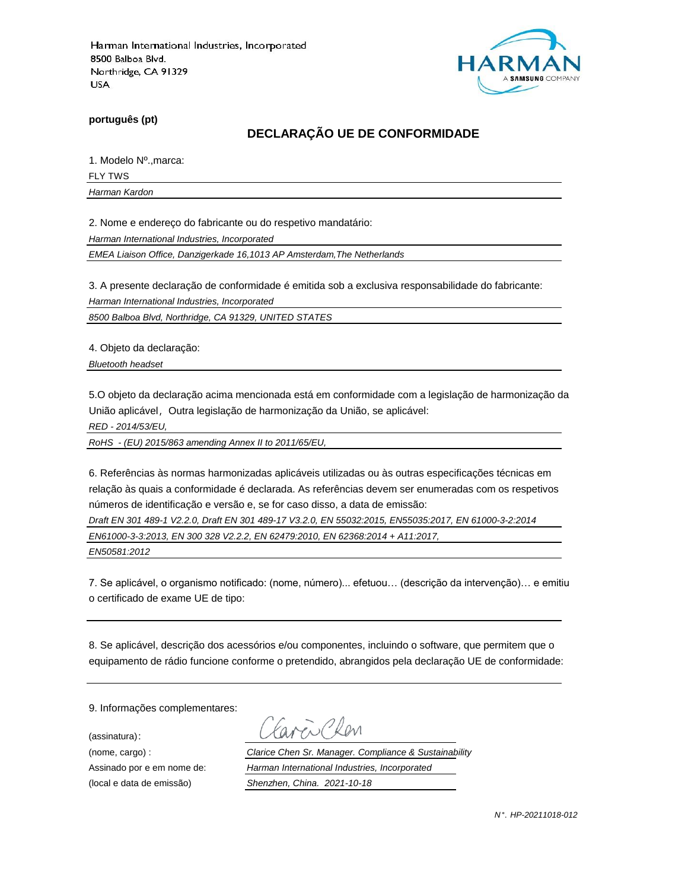Harman International Industries, Incorporated
8500 Balboa Blvd.
Northridge, CA 91329
USA

**português (pt)**

## DECLARAÇÃO UE DE CONFORMIDADE

1. Modelo Nº.,marca:

FLY TWS

*Harman Kardon*

2. Nome e endereço do fabricante ou do respetivo mandatário:

*Harman International Industries, Incorporated*

*EMEA Liaison Office, Danzigerkade 16,1013 AP Amsterdam,The Netherlands*

3. A presente declaração de conformidade é emitida sob a exclusiva responsabilidade do fabricante:

*Harman International Industries, Incorporated*

*8500 Balboa Blvd, Northridge, CA 91329, UNITED STATES*

4. Objeto da declaração:

*Bluetooth headset*

5.O objeto da declaração acima mencionada está em conformidade com a legislação de harmonização da União aplicável，Outra legislação de harmonização da União, se aplicável:

*RED - 2014/53/EU,*

*RoHS - (EU) 2015/863 amending Annex II to 2011/65/EU,*

6. Referências às normas harmonizadas aplicáveis utilizadas ou às outras especificações técnicas em relação às quais a conformidade é declarada. As referências devem ser enumeradas com os respetivos números de identificação e versão e, se for caso disso, a data de emissão:

*Draft EN 301 489-1 V2.2.0, Draft EN 301 489-17 V3.2.0, EN 55032:2015, EN55035:2017, EN 61000-3-2:2014*

*EN61000-3-3:2013, EN 300 328 V2.2.2, EN 62479:2010, EN 62368:2014 + A11:2017,*

*EN50581:2012*

7. Se aplicável, o organismo notificado: (nome, número)... efetuou… (descrição da intervenção)… e emitiu o certificado de exame UE de tipo:

8. Se aplicável, descrição dos acessórios e/ou componentes, incluindo o software, que permitem que o equipamento de rádio funcione conforme o pretendido, abrangidos pela declaração UE de conformidade:

9. Informações complementares:

(assinatura): Clarice Chen

(nome, cargo) : *Clarice Chen Sr. Manager. Compliance & Sustainability*

Assinado por e em nome de: *Harman International Industries, Incorporated*

(local e data de emissão) *Shenzhen, China. 2021-10-18*

*N°. HP-20211018-012*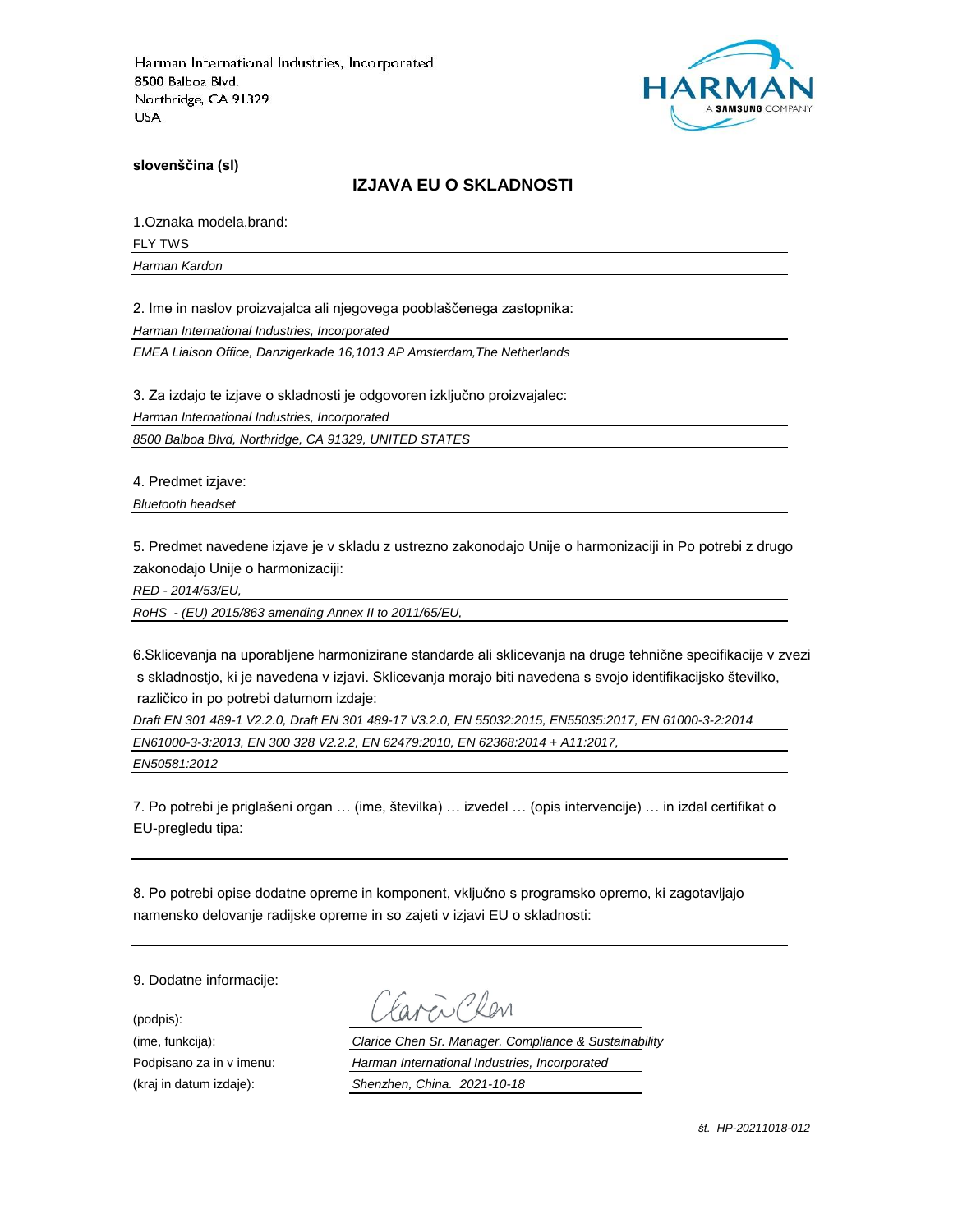Harman International Industries, Incorporated
8500 Balboa Blvd.
Northridge, CA 91329
USA

HARMAN
A SAMSUNG COMPANY

**slovenščina (sl)**

## IZJAVA EU O SKLADNOSTI

1.Oznaka modela,brand:

FLY TWS

*Harman Kardon*

2. Ime in naslov proizvajalca ali njegovega pooblaščenega zastopnika:

*Harman International Industries, Incorporated*

*EMEA Liaison Office, Danzigerkade 16,1013 AP Amsterdam,The Netherlands*

3. Za izdajo te izjave o skladnosti je odgovoren izključno proizvajalec:

*Harman International Industries, Incorporated*

*8500 Balboa Blvd, Northridge, CA 91329, UNITED STATES*

4. Predmet izjave:

*Bluetooth headset*

5. Predmet navedene izjave je v skladu z ustrezno zakonodajo Unije o harmonizaciji in Po potrebi z drugo zakonodajo Unije o harmonizaciji:

*RED - 2014/53/EU,*

*RoHS - (EU) 2015/863 amending Annex II to 2011/65/EU,*

6.Sklicevanja na uporabljene harmonizirane standarde ali sklicevanja na druge tehnične specifikacije v zvezi s skladnostjo, ki je navedena v izjavi. Sklicevanja morajo biti navedena s svojo identifikacijsko številko, različico in po potrebi datumom izdaje:

*Draft EN 301 489-1 V2.2.0, Draft EN 301 489-17 V3.2.0, EN 55032:2015, EN55035:2017, EN 61000-3-2:2014*

*EN61000-3-3:2013, EN 300 328 V2.2.2, EN 62479:2010, EN 62368:2014 + A11:2017,*

*EN50581:2012*

7. Po potrebi je priglašeni organ … (ime, številka) … izvedel … (opis intervencije) … in izdal certifikat o EU-pregledu tipa:

8. Po potrebi opise dodatne opreme in komponent, vključno s programsko opremo, ki zagotavljajo namensko delovanje radijske opreme in so zajeti v izjavi EU o skladnosti:

9. Dodatne informacije:

(podpis):

(ime, funkcija): *Clarice Chen Sr. Manager. Compliance & Sustainability*

Podpisano za in v imenu: *Harman International Industries, Incorporated*

(kraj in datum izdaje): *Shenzhen, China. 2021-10-18*

*št. HP-20211018-012*